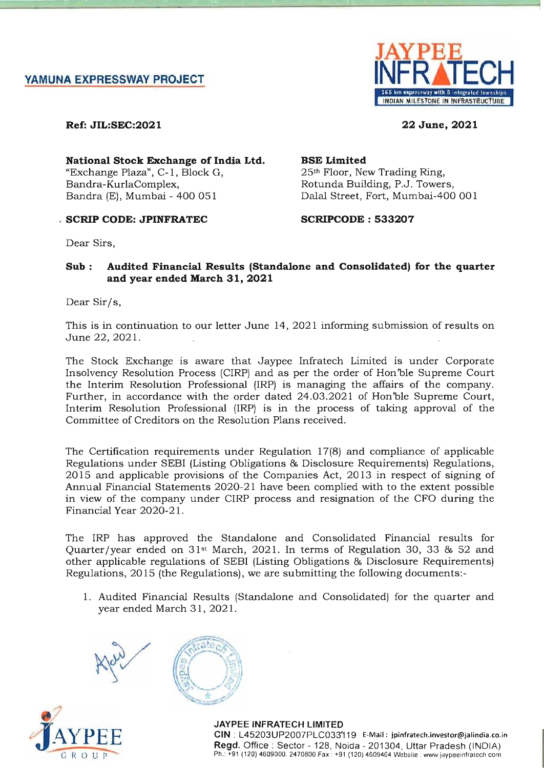YAMUNA EXPRESSWAY PROJECT

JAYPEE INFRATECH

165 km expressway with 5 integrated townships

INDIAN MILESTONE IN INFRASTRUCTURE

**Ref: JIL:SEC:2021** **22 June, 2021**

**National Stock Exchange of India Ltd.**
"Exchange Plaza", C-1, Block G,
Bandra-KurlaComplex,
Bandra (E), Mumbai - 400 051

**SCRIP CODE: JPINFRATEC**

**BSE Limited**
25th Floor, New Trading Ring,
Rotunda Building, P.J. Towers,
Dalal Street, Fort, Mumbai-400 001

**SCRIPCODE : 533207**

Dear Sirs,

**Sub : Audited Financial Results (Standalone and Consolidated) for the quarter and year ended March 31, 2021**

Dear Sir/s,

This is in continuation to our letter June 14, 2021 informing submission of results on June 22, 2021.

The Stock Exchange is aware that Jaypee Infratech Limited is under Corporate Insolvency Resolution Process (CIRP) and as per the order of Hon'ble Supreme Court the Interim Resolution Professional (IRP) is managing the affairs of the company. Further, in accordance with the order dated 24.03.2021 of Hon'ble Supreme Court, Interim Resolution Professional (IRP) is in the process of taking approval of the Committee of Creditors on the Resolution Plans received.

The Certification requirements under Regulation 17(8) and compliance of applicable Regulations under SEBI (Listing Obligations & Disclosure Requirements) Regulations, 2015 and applicable provisions of the Companies Act, 2013 in respect of signing of Annual Financial Statements 2020-21 have been complied with to the extent possible in view of the company under CIRP process and resignation of the CFO during the Financial Year 2020-21.

The IRP has approved the Standalone and Consolidated Financial results for Quarter/year ended on 31st March, 2021. In terms of Regulation 30, 33 & 52 and other applicable regulations of SEBI (Listing Obligations & Disclosure Requirements) Regulations, 2015 (the Regulations), we are submitting the following documents:-

1. Audited Financial Results (Standalone and Consolidated) for the quarter and year ended March 31, 2021.

JAYPEE GROUP

**JAYPEE INFRATECH LIMITED**
**CIN** : L45203UP2007PLC033119 E-Mail : jpinfratech.investor@jalindia.co.in
**Regd.** Office : Sector - 128, Noida - 201304, Uttar Pradesh (INDIA)
Ph.: +91 (120) 4609000, 2470800 Fax : +91 (120) 4609464 Website : www.jaypeeinfratech.com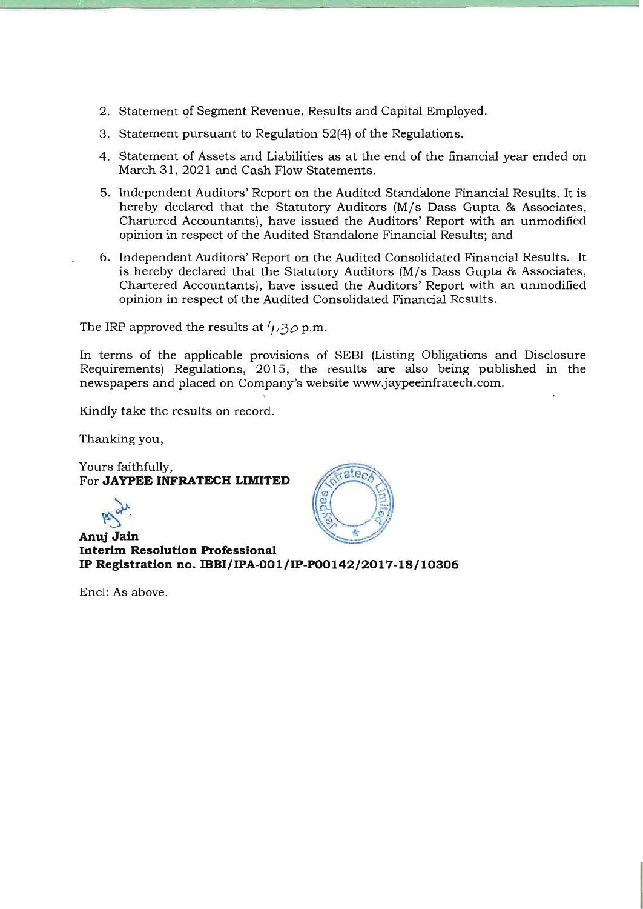2. Statement of Segment Revenue, Results and Capital Employed.
3. Statement pursuant to Regulation 52(4) of the Regulations.
4. Statement of Assets and Liabilities as at the end of the financial year ended on March 31, 2021 and Cash Flow Statements.
5. Independent Auditors' Report on the Audited Standalone Financial Results. It is hereby declared that the Statutory Auditors (M/s Dass Gupta & Associates, Chartered Accountants), have issued the Auditors' Report with an unmodified opinion in respect of the Audited Standalone Financial Results; and
6. Independent Auditors' Report on the Audited Consolidated Financial Results. It is hereby declared that the Statutory Auditors (M/s Dass Gupta & Associates, Chartered Accountants), have issued the Auditors' Report with an unmodified opinion in respect of the Audited Consolidated Financial Results.

The IRP approved the results at 4.30 p.m.

In terms of the applicable provisions of SEBI (Listing Obligations and Disclosure Requirements) Regulations, 2015, the results are also being published in the newspapers and placed on Company's website www.jaypeeinfratech.com.

Kindly take the results on record.

Thanking you,

Yours faithfully,
For **JAYPEE INFRATECH LIMITED**

**Anuj Jain**
**Interim Resolution Professional**
**IP Registration no. IBBI/IPA-001/IP-P00142/2017-18/10306**

Encl: As above.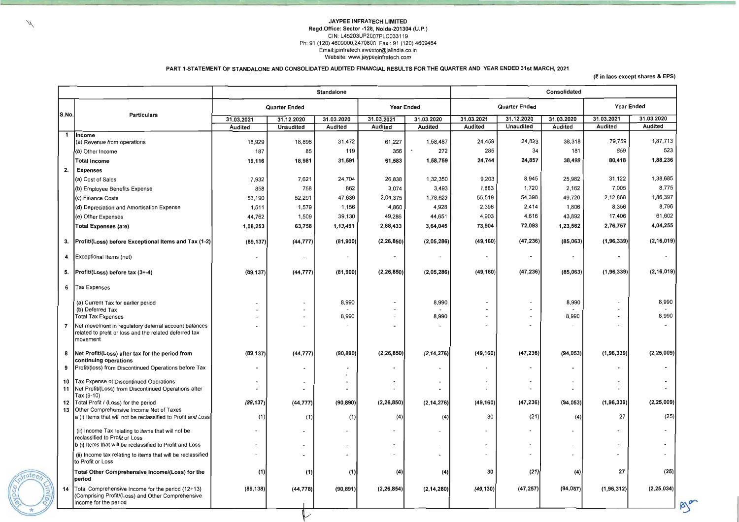**JAYPEE INFRATECH LIMITED**
**Regd.Office: Sector -128, Noida-201304 (U.P.)**
CIN: L45203UP2007PLC033119
Ph: 91 (120) 4609000,2470800 Fax : 91 (120) 4609464
Email:jpinfratech.investor@jalindia.co.in
Website: www.jaypeeinfratech.com

## PART 1-STATEMENT OF STANDALONE AND CONSOLIDATED AUDITED FINANCIAL RESULTS FOR THE QUARTER AND YEAR ENDED 31st MARCH, 2021

(₹ in lacs except shares & EPS)

| S.No. | Particulars | Standalone | | | | | Consolidated | | | | |
|---|---|---|---|---|---|---|---|---|---|---|---|
| | | Quarter Ended | | | Year Ended | | Quarter Ended | | | Year Ended | |
| | | 31.03.2021 | 31.12.2020 | 31.03.2020 | 31.03.2021 | 31.03.2020 | 31.03.2021 | 31.12.2020 | 31.03.2020 | 31.03.2021 | 31.03.2020 |
| | | Audited | Unaudited | Audited | Audited | Audited | Audited | Unaudited | Audited | Audited | Audited |
| 1 | **Income** | | | | | | | | | | |
| | (a) Revenue from operations | 18,929 | 18,896 | 31,472 | 61,227 | 1,58,487 | 24,459 | 24,823 | 38,318 | 79,759 | 1,87,713 |
| | (b) Other Income | 187 | 85 | 119 | 356 | 272 | 285 | 34 | 181 | 659 | 523 |
| | **Total Income** | **19,116** | **18,981** | **31,591** | **61,583** | **1,58,759** | **24,744** | **24,857** | **38,499** | **80,418** | **1,88,236** |
| 2. | **Expenses** | | | | | | | | | | |
| | (a) Cost of Sales | 7,932 | 7,621 | 24,704 | 26,838 | 1,32,350 | 9,203 | 8,945 | 25,982 | 31,122 | 1,38,685 |
| | (b) Employee Benefits Expense | 858 | 758 | 862 | 3,074 | 3,493 | 1,883 | 1,720 | 2,162 | 7,005 | 8,775 |
| | (c) Finance Costs | 53,190 | 52,291 | 47,639 | 2,04,375 | 1,78,623 | 55,519 | 54,398 | 49,720 | 2,12,868 | 1,86,397 |
| | (d) Depreciation and Amortisation Expense | 1,511 | 1,579 | 1,156 | 4,860 | 4,928 | 2,396 | 2,414 | 1,806 | 8,356 | 8,796 |
| | (e) Other Expenses | 44,762 | 1,509 | 39,130 | 49,286 | 44,651 | 4,903 | 4,616 | 43,892 | 17,406 | 61,602 |
| | **Total Expenses (a:e)** | **1,08,253** | **63,758** | **1,13,491** | **2,88,433** | **3,64,045** | **73,904** | **72,093** | **1,23,562** | **2,76,757** | **4,04,255** |
| 3. | **Profit/(Loss) before Exceptional Items and Tax (1-2)** | **(89,137)** | **(44,777)** | **(81,900)** | **(2,26,850)** | **(2,05,286)** | **(49,160)** | **(47,236)** | **(85,063)** | **(1,96,339)** | **(2,16,019)** |
| 4 | Exceptional Items (net) | - | - | - | - | - | - | - | - | - | - |
| 5. | **Profit/(Loss) before tax (3+-4)** | **(89,137)** | **(44,777)** | **(81,900)** | **(2,26,850)** | **(2,05,286)** | **(49,160)** | **(47,236)** | **(85,063)** | **(1,96,339)** | **(2,16,019)** |
| 6 | Tax Expenses | | | | | | | | | | |
| | (a) Current Tax for earlier period | - | - | 8,990 | - | 8,990 | - | - | 8,990 | - | 8,990 |
| | (b) Deferred Tax | - | - | - | - | - | - | - | - | - | - |
| | Total Tax Expenses | - | - | 8,990 | - | 8,990 | - | - | 8,990 | - | 8,990 |
| 7 | Net movement in regulatory deferral account balances related to profit or loss and the related deferred tax movement | - | - | - | - | - | - | - | - | - | - |
| 8 | **Net Profit/(Loss) after tax for the period from continuing operations** | (89,137) | (44,777) | (90,890) | (2,26,850) | (2,14,276) | (49,160) | (47,236) | (94,053) | (1,96,339) | (2,25,009) |
| 9 | Profit/(loss) from Discontinued Operations before Tax | - | - | - | - | - | - | - | - | - | - |
| 10 | Tax Expense of Discontinued Operations | - | - | - | - | - | - | - | - | - | - |
| 11 | Net Profit/(Loss) from Discontinued Operations after Tax (9-10) | - | - | - | - | - | - | - | - | - | - |
| 12 | Total Profit / (Loss) for the period | (89,137) | (44,777) | (90,890) | (2,26,850) | (2,14,276) | (49,160) | (47,236) | (94,053) | (1,96,339) | (2,25,009) |
| 13 | Other Comprehensive Income Net of Taxes | | | | | | | | | | |
| | a (i) Items that will not be reclassified to Profit and Loss | (1) | (1) | (1) | (4) | (4) | 30 | (21) | (4) | 27 | (25) |
| | (ii) Income Tax relating to items that will not be reclassified to Profit or Loss | - | - | - | - | - | - | - | - | - | - |
| | b (i) Items that will be reclassified to Profit and Loss | - | - | - | - | - | - | - | - | - | - |
| | (ii) Income tax relating to items that will be reclassified to Profit or Loss | - | - | - | - | - | - | - | - | - | - |
| | **Total Other Comprehensive Income/(Loss) for the period** | (1) | (1) | (1) | (4) | (4) | 30 | (21) | (4) | 27 | (25) |
| 14 | Total Comprehensive Income for the period (12+13) (Comprising Profit/(Loss) and Other Comprehensive Income for the period | (89,138) | (44,778) | (90,891) | (2,26,854) | (2,14,280) | (49,130) | (47,257) | (94,057) | (1,96,312) | (2,25,034) |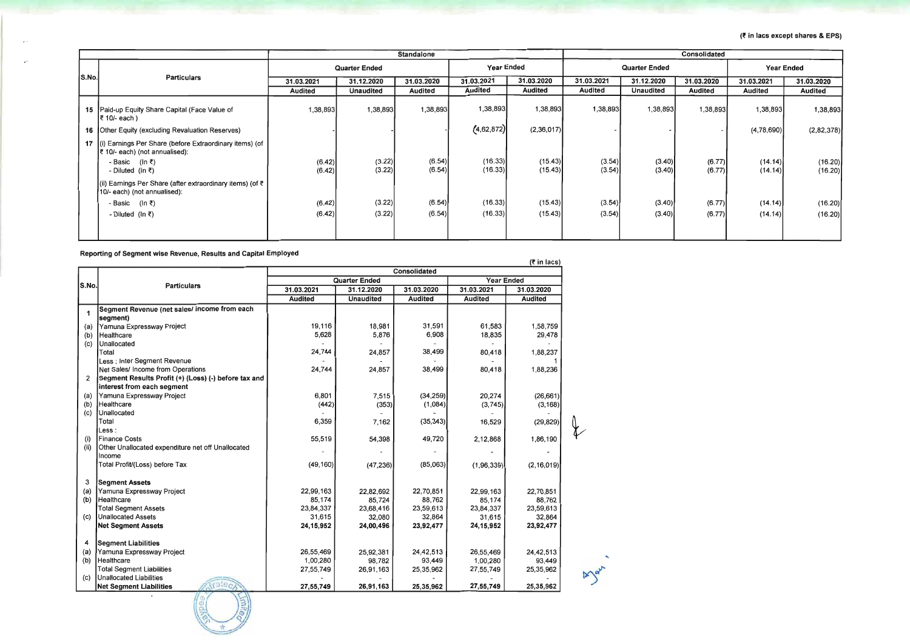(₹ in lacs except shares & EPS)

| S.No. | Particulars | Standalone | | | | | Consolidated | | | | |
|---|---|---|---|---|---|---|---|---|---|---|---|
| | | Quarter Ended | | | Year Ended | | Quarter Ended | | | Year Ended | |
| | | 31.03.2021 | 31.12.2020 | 31.03.2020 | 31.03.2021 | 31.03.2020 | 31.03.2021 | 31.12.2020 | 31.03.2020 | 31.03.2021 | 31.03.2020 |
| | | Audited | Unaudited | Audited | Audited | Audited | Audited | Unaudited | Audited | Audited | Audited |
| 15 | Paid-up Equity Share Capital (Face Value of ₹ 10/- each ) | 1,38,893 | 1,38,893 | 1,38,893 | 1,38,893 | 1,38,893 | 1,38,893 | 1,38,893 | 1,38,893 | 1,38,893 | 1,38,893 |
| 16 | Other Equity (excluding Revaluation Reserves) | - | - | - | (4,62,872) | (2,36,017) | - | - | - | (4,78,690) | (2,82,378) |
| 17 | (i) Earnings Per Share (before Extraordinary items) (of ₹ 10/- each) (not annualised): | | | | | | | | | | |
| | - Basic (In ₹) | (6.42) | (3.22) | (6.54) | (16.33) | (15.43) | (3.54) | (3.40) | (6.77) | (14.14) | (16.20) |
| | - Diluted (In ₹) | (6.42) | (3.22) | (6.54) | (16.33) | (15.43) | (3.54) | (3.40) | (6.77) | (14.14) | (16.20) |
| | (ii) Earnings Per Share (after extraordinary items) (of ₹ 10/- each) (not annualised): | | | | | | | | | | |
| | - Basic (In ₹) | (6.42) | (3.22) | (6.54) | (16.33) | (15.43) | (3.54) | (3.40) | (6.77) | (14.14) | (16.20) |
| | - Diluted (In ₹) | (6.42) | (3.22) | (6.54) | (16.33) | (15.43) | (3.54) | (3.40) | (6.77) | (14.14) | (16.20) |

**Reporting of Segment wise Revenue, Results and Capital Employed**

(₹ in lacs)

| S.No. | Particulars | Consolidated | | | | |
|---|---|---|---|---|---|---|
| | | Quarter Ended | | | Year Ended | |
| | | 31.03.2021 | 31.12.2020 | 31.03.2020 | 31.03.2021 | 31.03.2020 |
| | | Audited | Unaudited | Audited | Audited | Audited |
| 1 | **Segment Revenue (net sales/ income from each segment)** | | | | | |
| (a) | Yamuna Expressway Project | 19,116 | 18,981 | 31,591 | 61,583 | 1,58,759 |
| (b) | Healthcare | 5,628 | 5,876 | 6,908 | 18,835 | 29,478 |
| (c) | Unallocated | - | - | - | - | - |
| | Total | 24,744 | 24,857 | 38,499 | 80,418 | 1,88,237 |
| | Less : Inter Segment Revenue | - | - | - | - | 1 |
| | Net Sales/ Income from Operations | 24,744 | 24,857 | 38,499 | 80,418 | 1,88,236 |
| 2 | **Segment Results Profit (+) (Loss) (-) before tax and interest from each segment** | | | | | |
| (a) | Yamuna Expressway Project | 6,801 | 7,515 | (34,259) | 20,274 | (26,661) |
| (b) | Healthcare | (442) | (353) | (1,084) | (3,745) | (3,168) |
| (c) | Unallocated | - | - | - | - | - |
| | Total | 6,359 | 7,162 | (35,343) | 16,529 | (29,829) |
| | Less : | | | | | |
| (i) | Finance Costs | 55,519 | 54,398 | 49,720 | 2,12,868 | 1,86,190 |
| (ii) | Other Unallocated expenditure net off Unallocated Income | - | - | - | - | - |
| | Total Profit/(Loss) before Tax | (49,160) | (47,236) | (85,063) | (1,96,339) | (2,16,019) |
| 3 | **Segment Assets** | | | | | |
| (a) | Yamuna Expressway Project | 22,99,163 | 22,82,692 | 22,70,851 | 22,99,163 | 22,70,851 |
| (b) | Healthcare | 85,174 | 85,724 | 88,762 | 85,174 | 88,762 |
| | Total Segment Assets | 23,84,337 | 23,68,416 | 23,59,613 | 23,84,337 | 23,59,613 |
| (c) | Unallocated Assets | 31,615 | 32,080 | 32,864 | 31,615 | 32,864 |
| | **Net Segment Assets** | **24,15,952** | **24,00,496** | **23,92,477** | **24,15,952** | **23,92,477** |
| 4 | **Segment Liabilities** | | | | | |
| (a) | Yamuna Expressway Project | 26,55,469 | 25,92,381 | 24,42,513 | 26,55,469 | 24,42,513 |
| (b) | Healthcare | 1,00,280 | 98,782 | 93,449 | 1,00,280 | 93,449 |
| | Total Segment Liabilities | 27,55,749 | 26,91,163 | 25,35,962 | 27,55,749 | 25,35,962 |
| (c) | Unallocated Liabilities | - | - | - | - | - |
| | **Net Segment Liabilities** | **27,55,749** | **26,91,163** | **25,35,962** | **27,55,749** | **25,35,962** |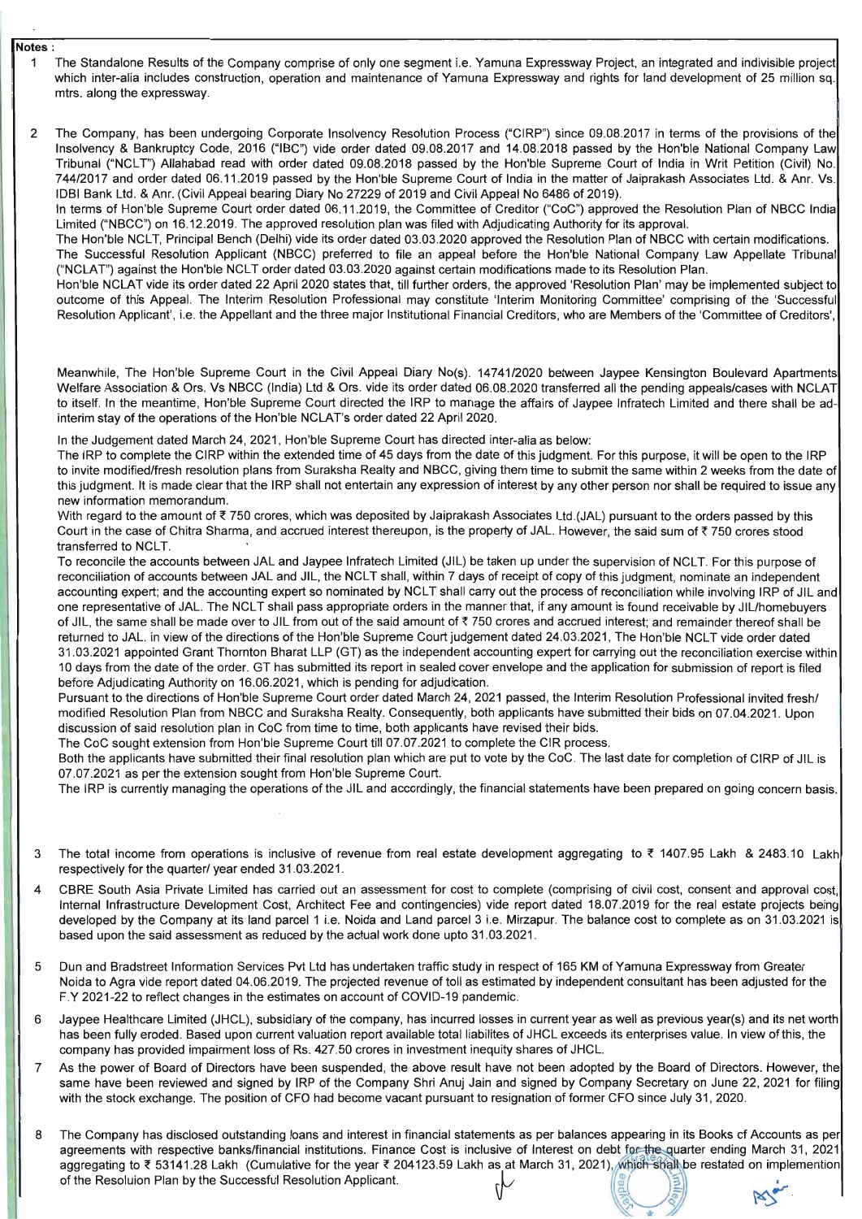**Notes :**

1. The Standalone Results of the Company comprise of only one segment i.e. Yamuna Expressway Project, an integrated and indivisible project which inter-alia includes construction, operation and maintenance of Yamuna Expressway and rights for land development of 25 million sq. mtrs. along the expressway.

2. The Company, has been undergoing Corporate Insolvency Resolution Process ("CIRP") since 09.08.2017 in terms of the provisions of the Insolvency & Bankruptcy Code, 2016 ("IBC") vide order dated 09.08.2017 and 14.08.2018 passed by the Hon'ble National Company Law Tribunal ("NCLT") Allahabad read with order dated 09.08.2018 passed by the Hon'ble Supreme Court of India in Writ Petition (Civil) No. 744/2017 and order dated 06.11.2019 passed by the Hon'ble Supreme Court of India in the matter of Jaiprakash Associates Ltd. & Anr. Vs. IDBI Bank Ltd. & Anr. (Civil Appeal bearing Diary No 27229 of 2019 and Civil Appeal No 6486 of 2019).

   In terms of Hon'ble Supreme Court order dated 06.11.2019, the Committee of Creditor ("CoC") approved the Resolution Plan of NBCC India Limited ("NBCC") on 16.12.2019. The approved resolution plan was filed with Adjudicating Authority for its approval.

   The Hon'ble NCLT, Principal Bench (Delhi) vide its order dated 03.03.2020 approved the Resolution Plan of NBCC with certain modifications. The Successful Resolution Applicant (NBCC) preferred to file an appeal before the Hon'ble National Company Law Appellate Tribunal ("NCLAT") against the Hon'ble NCLT order dated 03.03.2020 against certain modifications made to its Resolution Plan.

   Hon'ble NCLAT vide its order dated 22 April 2020 states that, till further orders, the approved 'Resolution Plan' may be implemented subject to outcome of this Appeal. The Interim Resolution Professional may constitute 'Interim Monitoring Committee' comprising of the 'Successful Resolution Applicant', i.e. the Appellant and the three major Institutional Financial Creditors, who are Members of the 'Committee of Creditors',

   Meanwhile, The Hon'ble Supreme Court in the Civil Appeal Diary No(s). 14741/2020 between Jaypee Kensington Boulevard Apartments Welfare Association & Ors. Vs NBCC (India) Ltd & Ors. vide its order dated 06.08.2020 transferred all the pending appeals/cases with NCLAT to itself. In the meantime, Hon'ble Supreme Court directed the IRP to manage the affairs of Jaypee Infratech Limited and there shall be ad-interim stay of the operations of the Hon'ble NCLAT's order dated 22 April 2020.

   In the Judgement dated March 24, 2021, Hon'ble Supreme Court has directed inter-alia as below:

   The IRP to complete the CIRP within the extended time of 45 days from the date of this judgment. For this purpose, it will be open to the IRP to invite modified/fresh resolution plans from Suraksha Realty and NBCC, giving them time to submit the same within 2 weeks from the date of this judgment. It is made clear that the IRP shall not entertain any expression of interest by any other person nor shall be required to issue any new information memorandum.

   With regard to the amount of ₹ 750 crores, which was deposited by Jaiprakash Associates Ltd.(JAL) pursuant to the orders passed by this Court in the case of Chitra Sharma, and accrued interest thereupon, is the property of JAL. However, the said sum of ₹ 750 crores stood transferred to NCLT.

   To reconcile the accounts between JAL and Jaypee Infratech Limited (JIL) be taken up under the supervision of NCLT. For this purpose of reconciliation of accounts between JAL and JIL, the NCLT shall, within 7 days of receipt of copy of this judgment, nominate an independent accounting expert; and the accounting expert so nominated by NCLT shall carry out the process of reconciliation while involving IRP of JIL and one representative of JAL. The NCLT shall pass appropriate orders in the manner that, if any amount is found receivable by JIL/homebuyers of JIL, the same shall be made over to JIL from out of the said amount of ₹ 750 crores and accrued interest; and remainder thereof shall be returned to JAL. in view of the directions of the Hon'ble Supreme Court judgement dated 24.03.2021, The Hon'ble NCLT vide order dated 31.03.2021 appointed Grant Thornton Bharat LLP (GT) as the independent accounting expert for carrying out the reconciliation exercise within 10 days from the date of the order. GT has submitted its report in sealed cover envelope and the application for submission of report is filed before Adjudicating Authority on 16.06.2021, which is pending for adjudication.

   Pursuant to the directions of Hon'ble Supreme Court order dated March 24, 2021 passed, the Interim Resolution Professional invited fresh/ modified Resolution Plan from NBCC and Suraksha Realty. Consequently, both applicants have submitted their bids on 07.04.2021. Upon discussion of said resolution plan in CoC from time to time, both applicants have revised their bids.

   The CoC sought extension from Hon'ble Supreme Court till 07.07.2021 to complete the CIR process.

   Both the applicants have submitted their final resolution plan which are put to vote by the CoC. The last date for completion of CIRP of JIL is 07.07.2021 as per the extension sought from Hon'ble Supreme Court.

   The IRP is currently managing the operations of the JIL and accordingly, the financial statements have been prepared on going concern basis.

3. The total income from operations is inclusive of revenue from real estate development aggregating to ₹ 1407.95 Lakh & 2483.10 Lakh respectively for the quarter/ year ended 31.03.2021.

4. CBRE South Asia Private Limited has carried out an assessment for cost to complete (comprising of civil cost, consent and approval cost, Internal Infrastructure Development Cost, Architect Fee and contingencies) vide report dated 18.07.2019 for the real estate projects being developed by the Company at its land parcel 1 i.e. Noida and Land parcel 3 i.e. Mirzapur. The balance cost to complete as on 31.03.2021 is based upon the said assessment as reduced by the actual work done upto 31.03.2021.

5. Dun and Bradstreet Information Services Pvt Ltd has undertaken traffic study in respect of 165 KM of Yamuna Expressway from Greater Noida to Agra vide report dated 04.06.2019. The projected revenue of toll as estimated by independent consultant has been adjusted for the F.Y 2021-22 to reflect changes in the estimates on account of COVID-19 pandemic.

6. Jaypee Healthcare Limited (JHCL), subsidiary of the company, has incurred losses in current year as well as previous year(s) and its net worth has been fully eroded. Based upon current valuation report available total liabilites of JHCL exceeds its enterprises value. In view of this, the company has provided impairment loss of Rs. 427.50 crores in investment inequity shares of JHCL.

7. As the power of Board of Directors have been suspended, the above result have not been adopted by the Board of Directors. However, the same have been reviewed and signed by IRP of the Company Shri Anuj Jain and signed by Company Secretary on June 22, 2021 for filing with the stock exchange. The position of CFO had become vacant pursuant to resignation of former CFO since July 31, 2020.

8. The Company has disclosed outstanding loans and interest in financial statements as per balances appearing in its Books of Accounts as per agreements with respective banks/financial institutions. Finance Cost is inclusive of Interest on debt for the quarter ending March 31, 2021 aggregating to ₹ 53141.28 Lakh (Cumulative for the year ₹ 204123.59 Lakh as at March 31, 2021), which shall be restated on implemention of the Resoluion Plan by the Successful Resolution Applicant.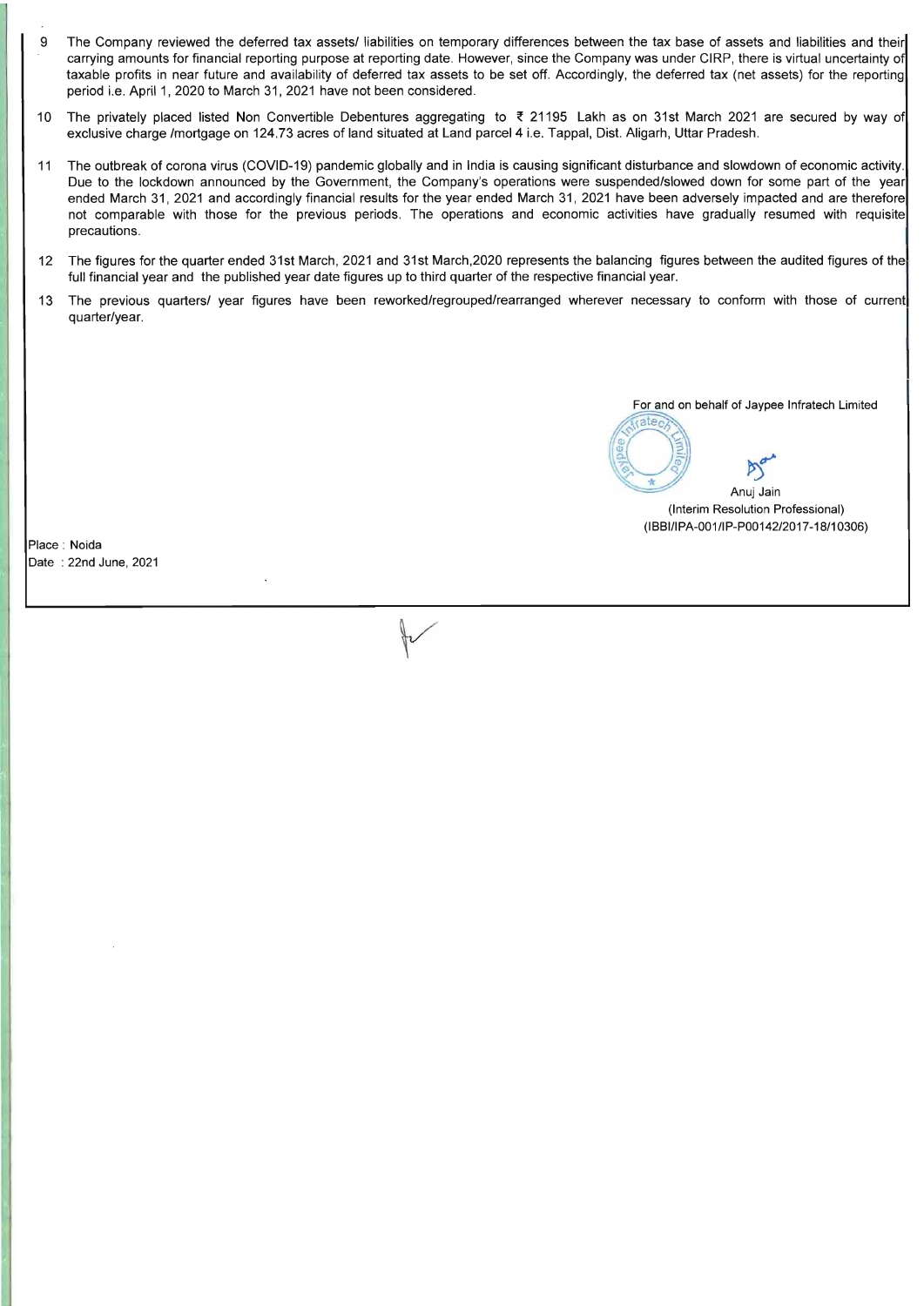9. The Company reviewed the deferred tax assets/ liabilities on temporary differences between the tax base of assets and liabilities and their carrying amounts for financial reporting purpose at reporting date. However, since the Company was under CIRP, there is virtual uncertainty of taxable profits in near future and availability of deferred tax assets to be set off. Accordingly, the deferred tax (net assets) for the reporting period i.e. April 1, 2020 to March 31, 2021 have not been considered.

10. The privately placed listed Non Convertible Debentures aggregating to ₹ 21195 Lakh as on 31st March 2021 are secured by way of exclusive charge /mortgage on 124.73 acres of land situated at Land parcel 4 i.e. Tappal, Dist. Aligarh, Uttar Pradesh.

11. The outbreak of corona virus (COVID-19) pandemic globally and in India is causing significant disturbance and slowdown of economic activity. Due to the lockdown announced by the Government, the Company's operations were suspended/slowed down for some part of the year ended March 31, 2021 and accordingly financial results for the year ended March 31, 2021 have been adversely impacted and are therefore not comparable with those for the previous periods. The operations and economic activities have gradually resumed with requisite precautions.

12. The figures for the quarter ended 31st March, 2021 and 31st March,2020 represents the balancing figures between the audited figures of the full financial year and the published year date figures up to third quarter of the respective financial year.

13. The previous quarters/ year figures have been reworked/regrouped/rearranged wherever necessary to conform with those of current quarter/year.

For and on behalf of Jaypee Infratech Limited

Anuj Jain
(Interim Resolution Professional)
(IBBI/IPA-001/IP-P00142/2017-18/10306)

Place : Noida
Date : 22nd June, 2021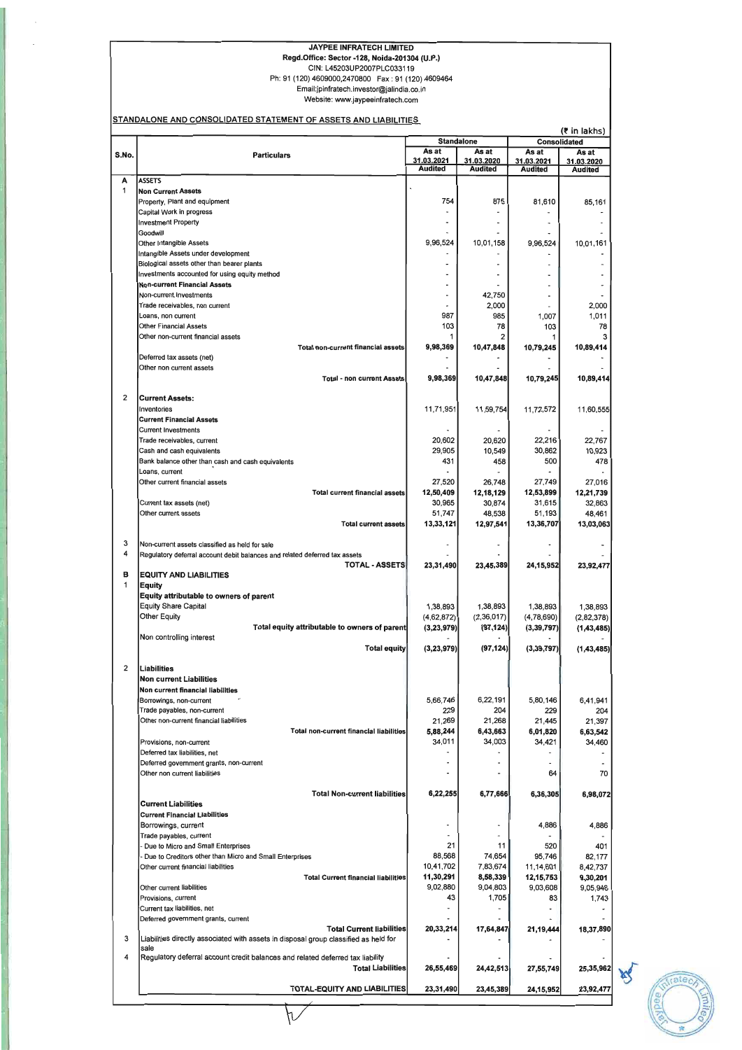**JAYPEE INFRATECH LIMITED**
**Regd.Office: Sector -128, Noida-201304 (U.P.)**
CIN: L45203UP2007PLC033119
Ph: 91 (120) 4609000,2470800 Fax : 91 (120) 4609464
Email:jpinfratech.investor@jalindia.co.in
Website: www.jaypeeinfratech.com

**STANDALONE AND CONSOLIDATED STATEMENT OF ASSETS AND LIABILITIES**

(₹ in lakhs)

| S.No. | Particulars | Standalone | | Consolidated | |
|---|---|---|---|---|---|
| | | As at 31.03.2021 Audited | As at 31.03.2020 Audited | As at 31.03.2021 Audited | As at 31.03.2020 Audited |
| **A** | **ASSETS** | | | | |
| 1 | **Non Current Assets** | | | | |
| | Property, Plant and equipment | 754 | 875 | 81,610 | 85,161 |
| | Capital Work in progress | - | - | - | - |
| | Investment Property | - | - | - | - |
| | Goodwill | - | - | - | - |
| | Other Intangible Assets | 9,96,524 | 10,01,158 | 9,96,524 | 10,01,161 |
| | Intangible Assets under development | | - | - | - |
| | Biological assets other than bearer plants | - | - | - | - |
| | Investments accounted for using equity method | - | - | - | - |
| | **Non-current Financial Assets** | - | - | - | - |
| | Non-current Investments | - | 42,750 | - | - |
| | Trade receivables, non current | - | 2,000 | - | 2,000 |
| | Loans, non current | 987 | 985 | 1,007 | 1,011 |
| | Other Financial Assets | 103 | 78 | 103 | 78 |
| | Other non-current financial assets | 1 | 2 | 1 | 3 |
| | **Total non-current financial assets** | **9,98,369** | **10,47,848** | **10,79,245** | **10,89,414** |
| | Deferred tax assets (net) | - | - | - | - |
| | Other non current assets | - | - | - | - |
| | **Total - non current Assets** | **9,98,369** | **10,47,848** | **10,79,245** | **10,89,414** |
| 2 | **Current Assets:** | | | | |
| | Inventories | 11,71,951 | 11,59,754 | 11,72,572 | 11,60,555 |
| | **Current Financial Assets** | | | | |
| | Current Investments | - | - | - | - |
| | Trade receivables, current | 20,602 | 20,620 | 22,216 | 22,767 |
| | Cash and cash equivalents | 29,905 | 10,549 | 30,862 | 10,923 |
| | Bank balance other than cash and cash equivalents | 431 | 458 | 500 | 478 |
| | Loans, current | - | - | - | - |
| | Other current financial assets | 27,520 | 26,748 | 27,749 | 27,016 |
| | **Total current financial assets** | **12,50,409** | **12,18,129** | **12,53,899** | **12,21,739** |
| | Current tax assets (net) | 30,965 | 30,874 | 31,615 | 32,863 |
| | Other current assets | 51,747 | 48,538 | 51,193 | 48,461 |
| | **Total current assets** | **13,33,121** | **12,97,541** | **13,36,707** | **13,03,063** |
| 3 | Non-current assets classified as held for sale | - | - | - | - |
| 4 | Regulatory deferral account debit balances and related deferred tax assets | - | - | - | - |
| | **TOTAL - ASSETS** | **23,31,490** | **23,45,389** | **24,15,952** | **23,92,477** |
| **B** | **EQUITY AND LIABILITIES** | | | | |
| 1 | **Equity** | | | | |
| | **Equity attributable to owners of parent** | | | | |
| | Equity Share Capital | 1,38,893 | 1,38,893 | 1,38,893 | 1,38,893 |
| | Other Equity | (4,62,872) | (2,36,017) | (4,78,690) | (2,82,378) |
| | **Total equity attributable to owners of parent** | **(3,23,979)** | **(97,124)** | **(3,39,797)** | **(1,43,485)** |
| | Non controlling interest | - | - | - | - |
| | **Total equity** | **(3,23,979)** | **(97,124)** | **(3,39,797)** | **(1,43,485)** |
| 2 | **Liabilities** | | | | |
| | **Non current Liabilities** | | | | |
| | **Non current financial liabilities** | | | | |
| | Borrowings, non-current | 5,66,746 | 6,22,191 | 5,80,146 | 6,41,941 |
| | Trade payables, non-current | 229 | 204 | 229 | 204 |
| | Other non-current financial liabilities | 21,269 | 21,268 | 21,445 | 21,397 |
| | **Total non-current financial liabilities** | **5,88,244** | **6,43,663** | **6,01,820** | **6,63,542** |
| | Provisions, non-current | 34,011 | 34,003 | 34,421 | 34,460 |
| | Deferred tax liabilities, net | - | - | - | - |
| | Deferred government grants, non-current | - | - | - | - |
| | Other non current liabilities | - | - | 64 | 70 |
| | **Total Non-current liabilities** | **6,22,255** | **6,77,666** | **6,36,305** | **6,98,072** |
| | **Current Liabilities** | | | | |
| | **Current Financial Liabilities** | | | | |
| | Borrowings, current | - | - | 4,886 | 4,886 |
| | Trade payables, current | - | - | - | - |
| | - Due to Micro and Small Enterprises | 21 | 11 | 520 | 401 |
| | - Due to Creditors other than Micro and Small Enterprises | 88,568 | 74,654 | 95,746 | 82,177 |
| | Other current financial liabilities | 10,41,702 | 7,83,674 | 11,14,601 | 8,42,737 |
| | **Total Current financial liabilities** | **11,30,291** | **8,58,339** | **12,15,753** | **9,30,201** |
| | Other current liabilities | 9,02,880 | 9,04,803 | 9,03,608 | 9,05,946 |
| | Provisions, current | 43 | 1,705 | 83 | 1,743 |
| | Current tax liabilities, net | - | - | - | - |
| | Deferred government grants, current | - | - | - | - |
| | **Total Current liabilities** | **20,33,214** | **17,64,847** | **21,19,444** | **18,37,890** |
| 3 | Liabilities directly associated with assets in disposal group classified as held for sale | - | - | - | - |
| 4 | Regulatory deferral account credit balances and related deferred tax liability | - | - | - | - |
| | **Total Liabilities** | **26,55,469** | **24,42,513** | **27,55,749** | **25,35,962** |
| | **TOTAL-EQUITY AND LIABILITIES** | **23,31,490** | **23,45,389** | **24,15,952** | **23,92,477** |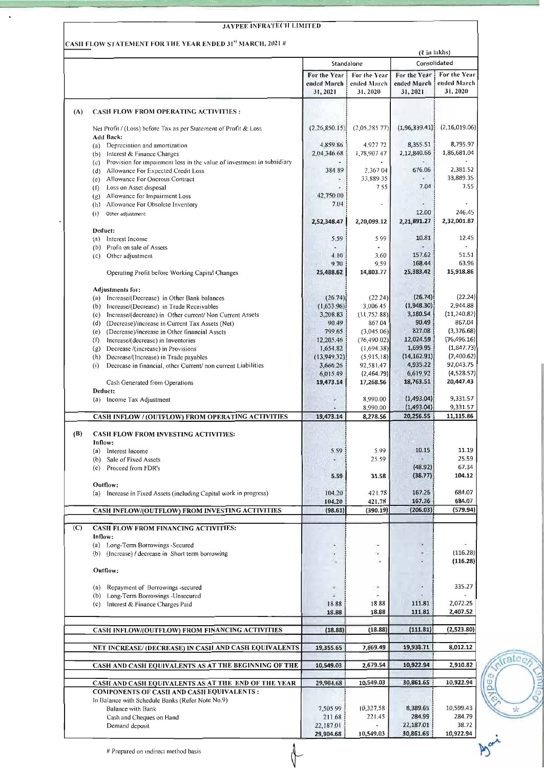**JAYPEE INFRATECH LIMITED**

**CASH FLOW STATEMENT FOR THE YEAR ENDED 31st MARCH, 2021 #**

(₹ in lakhs)

| | | Standalone | | Consolidated | |
|---|---|---|---|---|---|
| | | For the Year ended March 31, 2021 | For the Year ended March 31, 2020 | For the Year ended March 31, 2021 | For the Year ended March 31, 2020 |
| **(A)** | **CASH FLOW FROM OPERATING ACTIVITIES :** | | | | |
| | Net Profit / (Loss) before Tax as per Statement of Profit & Loss | (2,26,850.15) | (2,05,285.77) | (1,96,339.41) | (2,16,019.06) |
| | **Add Back:** | | | | |
| | (a) Depreciation and amortization | 4,859.86 | 4,927.72 | 8,355.51 | 8,795.97 |
| | (b) Interest & Finance Charges | 2,04,346.68 | 1,78,907.47 | 2,12,840.66 | 1,86,681.04 |
| | (c) Provision for impairment loss in the value of investment in subsidiary | - | - | | - |
| | (d) Allowance For Expected Credit Loss | 384.89 | 2,367.04 | 676.06 | 2,381.52 |
| | (e) Allowance For Onerous Contract | - | 33,889.35 | - | 33,889.35 |
| | (f) Loss on Asset disposal | - | 7.55 | 7.04 | 7.55 |
| | (g) Allowance for Impairment Loss | 42,750.00 | | | |
| | (h) Allowance For Obsolete Inventory | 7.04 | - | - | - |
| | (i) Other adjustment | | | 12.00 | 246.45 |
| | | 2,52,348.47 | 2,20,099.12 | 2,21,891.27 | 2,32,001.87 |
| | **Deduct:** | | | | |
| | (a) Interest Income | 5.59 | 5.99 | 10.81 | 12.45 |
| | (b) Profit on sale of Assets | - | - | - | - |
| | (c) Other adjustment | 4.10 | 3.60 | 157.62 | 51.51 |
| | | 9.70 | 9.59 | 168.44 | 63.96 |
| | Operating Profit before Working Capital Changes | 25,488.62 | 14,803.77 | 25,383.42 | 15,918.86 |
| | **Adjustments for:** | | | | |
| | (a) Increase/(Decrease) in Other Bank balances | (26.74) | (22.24) | (26.74) | (22.24) |
| | (b) Increase/(Decrease) in Trade Receivables | (1,633.96) | 3,006.45 | (1,948.30) | 2,944.88 |
| | (c) Increase/(decrease) in Other current/ Non Current Assets | 3,208.83 | (11,752.88) | 3,180.54 | (11,240.82) |
| | (d) (Decrease)/increase in Current Tax Assets (Net) | 90.49 | 867.04 | 90.49 | 867.04 |
| | (e) (Decrease)/increase in Other financial Assets | 799.65 | (3,045.06) | 827.08 | (3,376.68) |
| | (f) Increase/(decrease) in Inventories | 12,205.46 | (76,490.02) | 12,024.59 | (76,496.16) |
| | (g) Decrease /(increase) in Provisions | 1,654.82 | (1,694.38) | 1,699.95 | (1,847.73) |
| | (h) Decrease/(Increase) in Trade payables | (13,949.32) | (5,915.18) | (14,162.91) | (7,400.62) |
| | (i) Decrease in financial, other Current/ non current Liabilities | 3,666.26 | 92,581.47 | 4,935.22 | 92,043.75 |
| | | 6,015.49 | (2,464.79) | 6,619.92 | (4,528.57) |
| | Cash Generated from Operations | 19,473.14 | 17,268.56 | 18,763.51 | 20,447.43 |
| | **Deduct:** | | | | |
| | (a) Income Tax Adjustment | - | 8,990.00 | (1,493.04) | 9,331.57 |
| | | - | 8,990.00 | (1,493.04) | 9,331.57 |
| | **CASH INFLOW / (OUTFLOW) FROM OPERATING ACTIVITIES** | 19,473.14 | 8,278.56 | 20,256.55 | 11,115.86 |
| **(B)** | **CASH FLOW FROM INVESTING ACTIVITIES:** | | | | |
| | **Inflow:** | | | | |
| | (a) Interest Income | 5.59 | 5.99 | 10.15 | 11.19 |
| | (b) Sale of Fixed Assets | - | 25.59 | - | 25.59 |
| | (c) Proceed from FDR's | | | (48.92) | 67.34 |
| | | 5.59 | 31.58 | (38.77) | 104.12 |
| | **Outflow:** | | | | |
| | (a) Increase in Fixed Assets (including Capital work in progress) | 104.20 | 421.78 | 167.26 | 684.07 |
| | | 104.20 | 421.78 | 167.26 | 684.07 |
| | **CASH INFLOW/(OUTFLOW) FROM INVESTING ACTIVITIES** | (98.61) | (390.19) | (206.03) | (579.94) |
| **(C)** | **CASH FLOW FROM FINANCING ACTIVITIES:** | | | | |
| | **Inflow:** | | | | |
| | (a) Long-Term Borrowings -Secured | - | - | - | - |
| | (b) (Increase) / decrease in Short term borrowing | - | - | - | (116.28) |
| | | - | - | - | (116.28) |
| | **Outflow:** | | | | |
| | (a) Repayment of Borrowings -secured | - | - | - | 335.27 |
| | (b) Long-Term Borrowings -Unsecured | - | - | | - |
| | (c) Interest & Finance Charges Paid | 18.88 | 18.88 | 111.81 | 2,072.25 |
| | | 18.88 | 18.88 | 111.81 | 2,407.52 |
| | **CASH INFLOW/(OUTFLOW) FROM FINANCING ACTIVITIES** | (18.88) | (18.88) | (111.81) | (2,523.80) |
| | **NET INCREASE/ (DECREASE) IN CASH AND CASH EQUIVALENTS** | 19,355.65 | 7,869.49 | 19,938.71 | 8,012.12 |
| | **CASH AND CASH EQUIVALENTS AS AT THE BEGINNING OF THE** | 10,549.03 | 2,679.54 | 10,922.94 | 2,910.82 |
| | **CASH AND CASH EQUIVALENTS AS AT THE END OF THE YEAR** | 29,904.68 | 10,549.03 | 30,861.65 | 10,922.94 |
| | **COMPONENTS OF CASH AND CASH EQUIVALENTS :** | | | | |
| | In Balance with Schedule Banks (Refer Note No.9) | | | | |
| | Balance with Bank | 7,505.99 | 10,327.58 | 8,389.65 | 10,599.43 |
| | Cash and Cheques on Hand | 211.68 | 221.45 | 284.99 | 284.79 |
| | Demand deposit | 22,187.01 | - | 22,187.01 | 38.72 |
| | | 29,904.68 | 10,549.03 | 30,861.65 | 10,922.94 |

# Prepared on indirect method basis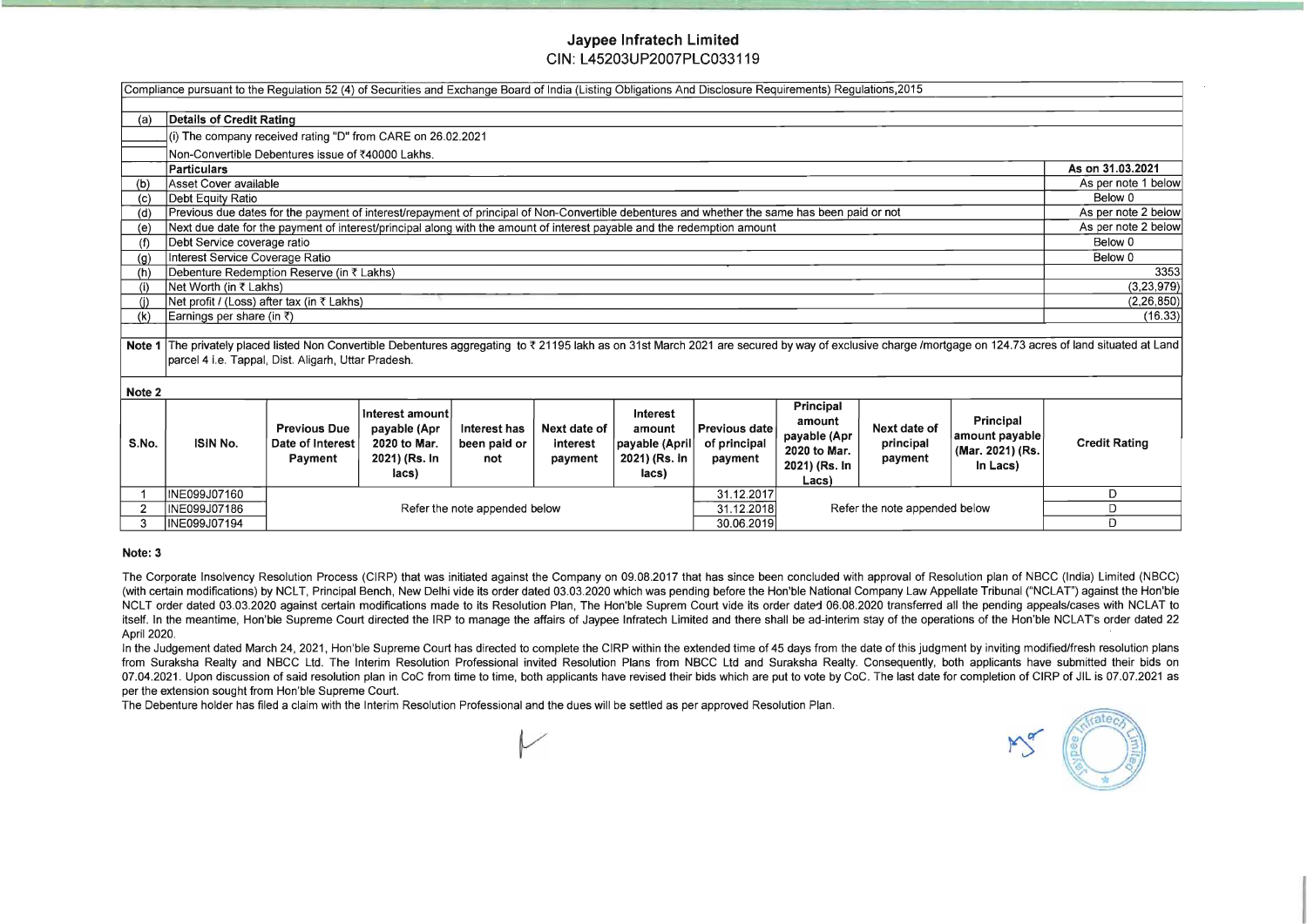# Jaypee Infratech Limited

CIN: L45203UP2007PLC033119

Compliance pursuant to the Regulation 52 (4) of Securities and Exchange Board of India (Listing Obligations And Disclosure Requirements) Regulations,2015

| | | |
|---|---|---|
| (a) | **Details of Credit Rating** | |
| | (i) The company received rating "D" from CARE on 26.02.2021 | |
| | Non-Convertible Debentures issue of ₹40000 Lakhs. | |
| | **Particulars** | **As on 31.03.2021** |
| (b) | Asset Cover available | As per note 1 below |
| (c) | Debt Equity Ratio | Below 0 |
| (d) | Previous due dates for the payment of interest/repayment of principal of Non-Convertible debentures and whether the same has been paid or not | As per note 2 below |
| (e) | Next due date for the payment of interest/principal along with the amount of interest payable and the redemption amount | As per note 2 below |
| (f) | Debt Service coverage ratio | Below 0 |
| (g) | Interest Service Coverage Ratio | Below 0 |
| (h) | Debenture Redemption Reserve (in ₹ Lakhs) | 3353 |
| (i) | Net Worth (in ₹ Lakhs) | (3,23,979) |
| (j) | Net profit / (Loss) after tax (in ₹ Lakhs) | (2,26,850) |
| (k) | Earnings per share (in ₹) | (16.33) |

**Note 1** The privately placed listed Non Convertible Debentures aggregating to ₹ 21195 lakh as on 31st March 2021 are secured by way of exclusive charge /mortgage on 124.73 acres of land situated at Land parcel 4 i.e. Tappal, Dist. Aligarh, Uttar Pradesh.

**Note 2**

| S.No. | ISIN No. | Previous Due Date of Interest Payment | Interest amount payable (Apr 2020 to Mar. 2021) (Rs. In lacs) | Interest has been paid or not | Next date of interest payment | Interest amount payable (April 2021) (Rs. In lacs) | Previous date of principal payment | Principal amount payable (Apr 2020 to Mar. 2021) (Rs. In Lacs) | Next date of principal payment | Principal amount payable (Mar. 2021) (Rs. In Lacs) | Credit Rating |
|---|---|---|---|---|---|---|---|---|---|---|---|
| 1 | INE099J07160 | Refer the note appended below | | | | | 31.12.2017 | Refer the note appended below | | | D |
| 2 | INE099J07186 | | | | | | 31.12.2018 | | | | D |
| 3 | INE099J07194 | | | | | | 30.06.2019 | | | | D |

**Note: 3**

The Corporate Insolvency Resolution Process (CIRP) that was initiated against the Company on 09.08.2017 that has since been concluded with approval of Resolution plan of NBCC (India) Limited (NBCC) (with certain modifications) by NCLT, Principal Bench, New Delhi vide its order dated 03.03.2020 which was pending before the Hon'ble National Company Law Appellate Tribunal ("NCLAT") against the Hon'ble NCLT order dated 03.03.2020 against certain modifications made to its Resolution Plan, The Hon'ble Suprem Court vide its order dated 06.08.2020 transferred all the pending appeals/cases with NCLAT to itself. In the meantime, Hon'ble Supreme Court directed the IRP to manage the affairs of Jaypee Infratech Limited and there shall be ad-interim stay of the operations of the Hon'ble NCLAT's order dated 22 April 2020.

In the Judgement dated March 24, 2021, Hon'ble Supreme Court has directed to complete the CIRP within the extended time of 45 days from the date of this judgment by inviting modified/fresh resolution plans from Suraksha Realty and NBCC Ltd. The Interim Resolution Professional invited Resolution Plans from NBCC Ltd and Suraksha Realty. Consequently, both applicants have submitted their bids on 07.04.2021. Upon discussion of said resolution plan in CoC from time to time, both applicants have revised their bids which are put to vote by CoC. The last date for completion of CIRP of JIL is 07.07.2021 as per the extension sought from Hon'ble Supreme Court.

The Debenture holder has filed a claim with the Interim Resolution Professional and the dues will be settled as per approved Resolution Plan.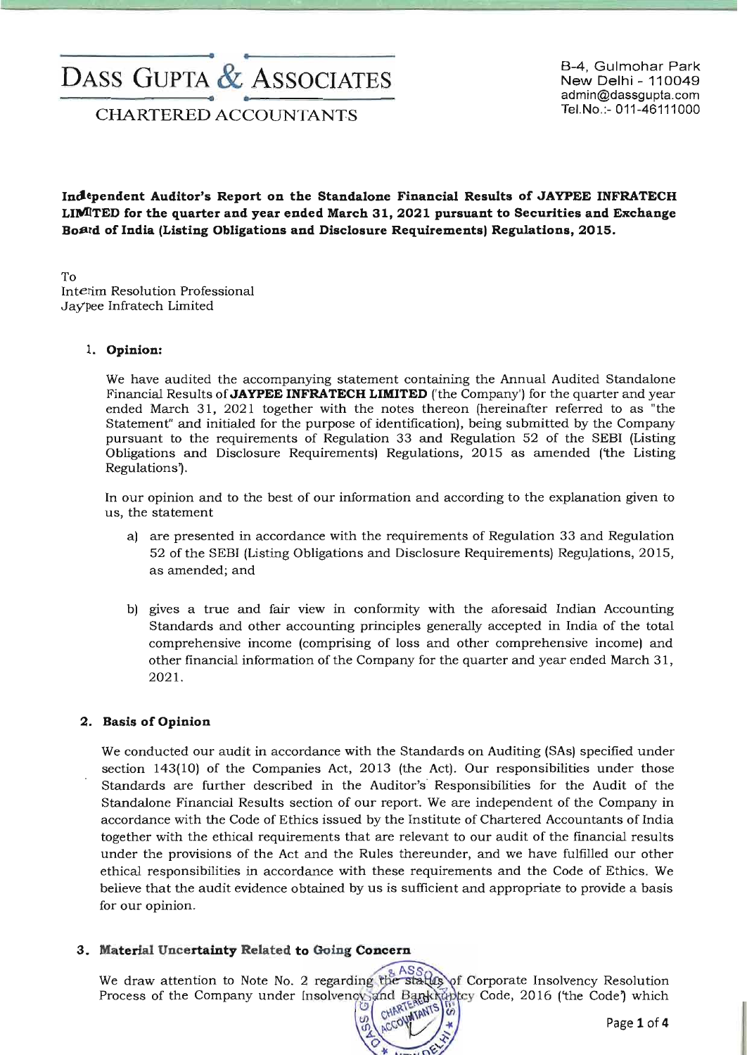# DASS GUPTA & ASSOCIATES

CHARTERED ACCOUNTANTS

B-4, Gulmohar Park
New Delhi - 110049
admin@dassgupta.com
Tel.No.:- 011-46111000

**Independent Auditor's Report on the Standalone Financial Results of JAYPEE INFRATECH LIMITED for the quarter and year ended March 31, 2021 pursuant to Securities and Exchange Board of India (Listing Obligations and Disclosure Requirements) Regulations, 2015.**

To
Interim Resolution Professional
Jaypee Infratech Limited

1. **Opinion:**

   We have audited the accompanying statement containing the Annual Audited Standalone Financial Results of **JAYPEE INFRATECH LIMITED** ('the Company') for the quarter and year ended March 31, 2021 together with the notes thereon (hereinafter referred to as "the Statement" and initialed for the purpose of identification), being submitted by the Company pursuant to the requirements of Regulation 33 and Regulation 52 of the SEBI (Listing Obligations and Disclosure Requirements) Regulations, 2015 as amended ('the Listing Regulations').

   In our opinion and to the best of our information and according to the explanation given to us, the statement

   a) are presented in accordance with the requirements of Regulation 33 and Regulation 52 of the SEBI (Listing Obligations and Disclosure Requirements) Regulations, 2015, as amended; and

   b) gives a true and fair view in conformity with the aforesaid Indian Accounting Standards and other accounting principles generally accepted in India of the total comprehensive income (comprising of loss and other comprehensive income) and other financial information of the Company for the quarter and year ended March 31, 2021.

2. **Basis of Opinion**

   We conducted our audit in accordance with the Standards on Auditing (SAs) specified under section 143(10) of the Companies Act, 2013 (the Act). Our responsibilities under those Standards are further described in the Auditor's Responsibilities for the Audit of the Standalone Financial Results section of our report. We are independent of the Company in accordance with the Code of Ethics issued by the Institute of Chartered Accountants of India together with the ethical requirements that are relevant to our audit of the financial results under the provisions of the Act and the Rules thereunder, and we have fulfilled our other ethical responsibilities in accordance with these requirements and the Code of Ethics. We believe that the audit evidence obtained by us is sufficient and appropriate to provide a basis for our opinion.

3. **Material Uncertainty Related to Going Concern**

   We draw attention to Note No. 2 regarding the status of Corporate Insolvency Resolution Process of the Company under Insolvency and Bankruptcy Code, 2016 ('the Code') which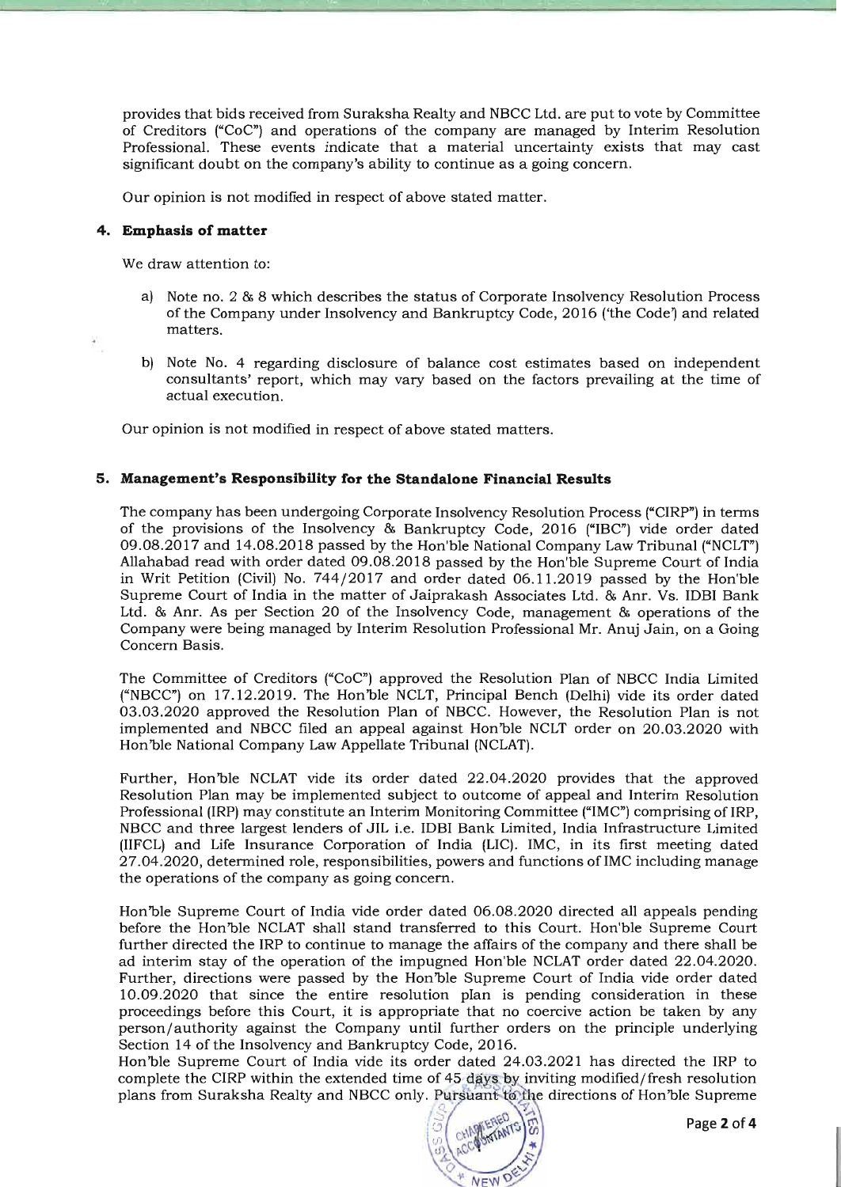provides that bids received from Suraksha Realty and NBCC Ltd. are put to vote by Committee of Creditors ("CoC") and operations of the company are managed by Interim Resolution Professional. These events indicate that a material uncertainty exists that may cast significant doubt on the company's ability to continue as a going concern.

Our opinion is not modified in respect of above stated matter.

#### 4. Emphasis of matter

We draw attention to:

a) Note no. 2 & 8 which describes the status of Corporate Insolvency Resolution Process of the Company under Insolvency and Bankruptcy Code, 2016 ('the Code') and related matters.

b) Note No. 4 regarding disclosure of balance cost estimates based on independent consultants' report, which may vary based on the factors prevailing at the time of actual execution.

Our opinion is not modified in respect of above stated matters.

#### 5. Management's Responsibility for the Standalone Financial Results

The company has been undergoing Corporate Insolvency Resolution Process ("CIRP") in terms of the provisions of the Insolvency & Bankruptcy Code, 2016 ("IBC") vide order dated 09.08.2017 and 14.08.2018 passed by the Hon'ble National Company Law Tribunal ("NCLT") Allahabad read with order dated 09.08.2018 passed by the Hon'ble Supreme Court of India in Writ Petition (Civil) No. 744/2017 and order dated 06.11.2019 passed by the Hon'ble Supreme Court of India in the matter of Jaiprakash Associates Ltd. & Anr. Vs. IDBI Bank Ltd. & Anr. As per Section 20 of the Insolvency Code, management & operations of the Company were being managed by Interim Resolution Professional Mr. Anuj Jain, on a Going Concern Basis.

The Committee of Creditors ("CoC") approved the Resolution Plan of NBCC India Limited ("NBCC") on 17.12.2019. The Hon'ble NCLT, Principal Bench (Delhi) vide its order dated 03.03.2020 approved the Resolution Plan of NBCC. However, the Resolution Plan is not implemented and NBCC filed an appeal against Hon'ble NCLT order on 20.03.2020 with Hon'ble National Company Law Appellate Tribunal (NCLAT).

Further, Hon'ble NCLAT vide its order dated 22.04.2020 provides that the approved Resolution Plan may be implemented subject to outcome of appeal and Interim Resolution Professional (IRP) may constitute an Interim Monitoring Committee ("IMC") comprising of IRP, NBCC and three largest lenders of JIL i.e. IDBI Bank Limited, India Infrastructure Limited (IIFCL) and Life Insurance Corporation of India (LIC). IMC, in its first meeting dated 27.04.2020, determined role, responsibilities, powers and functions of IMC including manage the operations of the company as going concern.

Hon'ble Supreme Court of India vide order dated 06.08.2020 directed all appeals pending before the Hon'ble NCLAT shall stand transferred to this Court. Hon'ble Supreme Court further directed the IRP to continue to manage the affairs of the company and there shall be ad interim stay of the operation of the impugned Hon'ble NCLAT order dated 22.04.2020. Further, directions were passed by the Hon'ble Supreme Court of India vide order dated 10.09.2020 that since the entire resolution plan is pending consideration in these proceedings before this Court, it is appropriate that no coercive action be taken by any person/authority against the Company until further orders on the principle underlying Section 14 of the Insolvency and Bankruptcy Code, 2016.

Hon'ble Supreme Court of India vide its order dated 24.03.2021 has directed the IRP to complete the CIRP within the extended time of 45 days by inviting modified/fresh resolution plans from Suraksha Realty and NBCC only. Pursuant to the directions of Hon'ble Supreme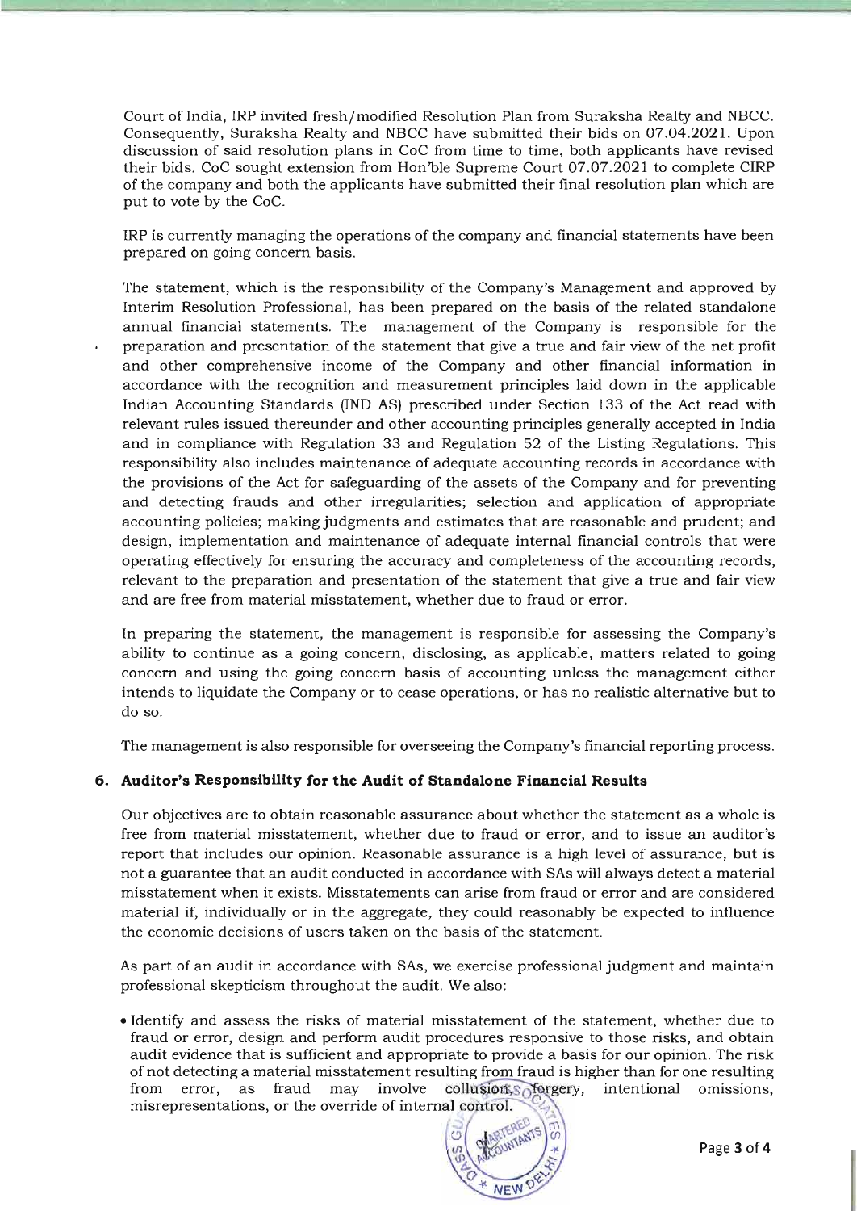Court of India, IRP invited fresh/modified Resolution Plan from Suraksha Realty and NBCC. Consequently, Suraksha Realty and NBCC have submitted their bids on 07.04.2021. Upon discussion of said resolution plans in CoC from time to time, both applicants have revised their bids. CoC sought extension from Hon'ble Supreme Court 07.07.2021 to complete CIRP of the company and both the applicants have submitted their final resolution plan which are put to vote by the CoC.

IRP is currently managing the operations of the company and financial statements have been prepared on going concern basis.

The statement, which is the responsibility of the Company's Management and approved by Interim Resolution Professional, has been prepared on the basis of the related standalone annual financial statements. The management of the Company is responsible for the preparation and presentation of the statement that give a true and fair view of the net profit and other comprehensive income of the Company and other financial information in accordance with the recognition and measurement principles laid down in the applicable Indian Accounting Standards (IND AS) prescribed under Section 133 of the Act read with relevant rules issued thereunder and other accounting principles generally accepted in India and in compliance with Regulation 33 and Regulation 52 of the Listing Regulations. This responsibility also includes maintenance of adequate accounting records in accordance with the provisions of the Act for safeguarding of the assets of the Company and for preventing and detecting frauds and other irregularities; selection and application of appropriate accounting policies; making judgments and estimates that are reasonable and prudent; and design, implementation and maintenance of adequate internal financial controls that were operating effectively for ensuring the accuracy and completeness of the accounting records, relevant to the preparation and presentation of the statement that give a true and fair view and are free from material misstatement, whether due to fraud or error.

In preparing the statement, the management is responsible for assessing the Company's ability to continue as a going concern, disclosing, as applicable, matters related to going concern and using the going concern basis of accounting unless the management either intends to liquidate the Company or to cease operations, or has no realistic alternative but to do so.

The management is also responsible for overseeing the Company's financial reporting process.

## 6. Auditor's Responsibility for the Audit of Standalone Financial Results

Our objectives are to obtain reasonable assurance about whether the statement as a whole is free from material misstatement, whether due to fraud or error, and to issue an auditor's report that includes our opinion. Reasonable assurance is a high level of assurance, but is not a guarantee that an audit conducted in accordance with SAs will always detect a material misstatement when it exists. Misstatements can arise from fraud or error and are considered material if, individually or in the aggregate, they could reasonably be expected to influence the economic decisions of users taken on the basis of the statement.

As part of an audit in accordance with SAs, we exercise professional judgment and maintain professional skepticism throughout the audit. We also:

- Identify and assess the risks of material misstatement of the statement, whether due to fraud or error, design and perform audit procedures responsive to those risks, and obtain audit evidence that is sufficient and appropriate to provide a basis for our opinion. The risk of not detecting a material misstatement resulting from fraud is higher than for one resulting from error, as fraud may involve collusion, forgery, intentional omissions, misrepresentations, or the override of internal control.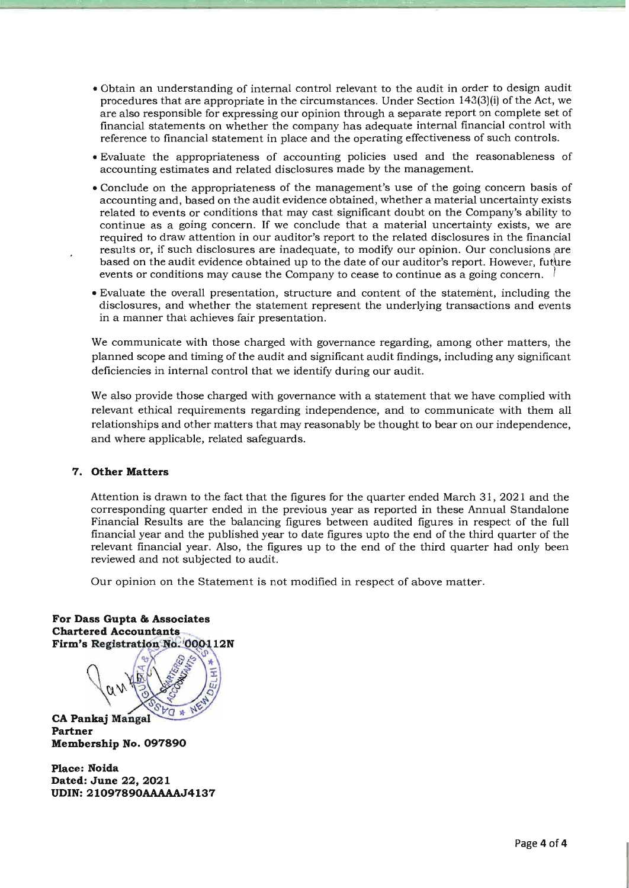- Obtain an understanding of internal control relevant to the audit in order to design audit procedures that are appropriate in the circumstances. Under Section 143(3)(i) of the Act, we are also responsible for expressing our opinion through a separate report on complete set of financial statements on whether the company has adequate internal financial control with reference to financial statement in place and the operating effectiveness of such controls.
- Evaluate the appropriateness of accounting policies used and the reasonableness of accounting estimates and related disclosures made by the management.
- Conclude on the appropriateness of the management's use of the going concern basis of accounting and, based on the audit evidence obtained, whether a material uncertainty exists related to events or conditions that may cast significant doubt on the Company's ability to continue as a going concern. If we conclude that a material uncertainty exists, we are required to draw attention in our auditor's report to the related disclosures in the financial results or, if such disclosures are inadequate, to modify our opinion. Our conclusions are based on the audit evidence obtained up to the date of our auditor's report. However, future events or conditions may cause the Company to cease to continue as a going concern.
- Evaluate the overall presentation, structure and content of the statement, including the disclosures, and whether the statement represent the underlying transactions and events in a manner that achieves fair presentation.

We communicate with those charged with governance regarding, among other matters, the planned scope and timing of the audit and significant audit findings, including any significant deficiencies in internal control that we identify during our audit.

We also provide those charged with governance with a statement that we have complied with relevant ethical requirements regarding independence, and to communicate with them all relationships and other matters that may reasonably be thought to bear on our independence, and where applicable, related safeguards.

**7. Other Matters**

Attention is drawn to the fact that the figures for the quarter ended March 31, 2021 and the corresponding quarter ended in the previous year as reported in these Annual Standalone Financial Results are the balancing figures between audited figures in respect of the full financial year and the published year to date figures upto the end of the third quarter of the relevant financial year. Also, the figures up to the end of the third quarter had only been reviewed and not subjected to audit.

Our opinion on the Statement is not modified in respect of above matter.

**For Dass Gupta & Associates**
**Chartered Accountants**
**Firm's Registration No. 000112N**

**CA Pankaj Mangal**
**Partner**
**Membership No. 097890**

**Place: Noida**
**Dated: June 22, 2021**
**UDIN: 21097890AAAAAJ4137**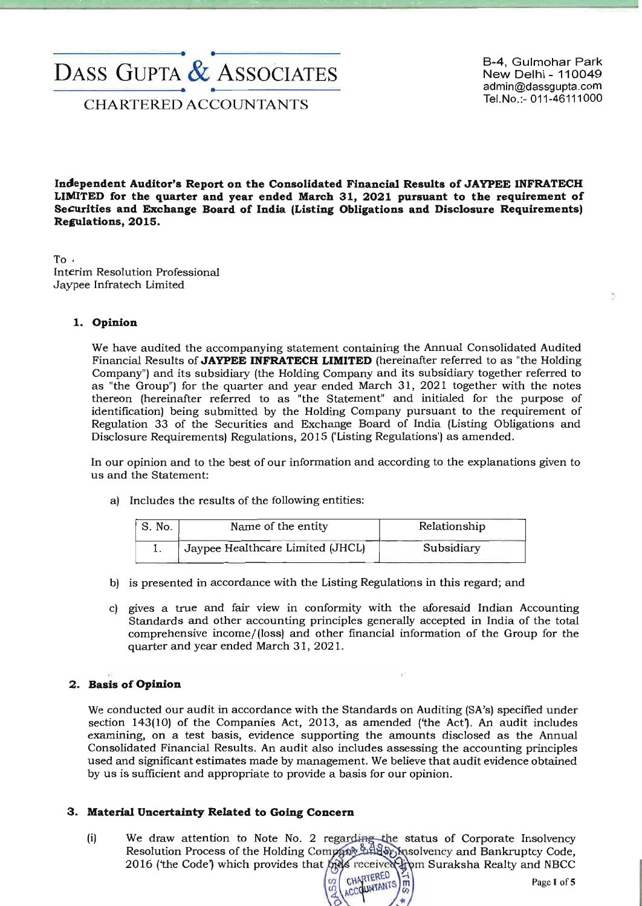**DASS GUPTA & ASSOCIATES**

CHARTERED ACCOUNTANTS

B-4, Gulmohar Park
New Delhi - 110049
admin@dassgupta.com
Tel.No.:- 011-46111000

**Independent Auditor's Report on the Consolidated Financial Results of JAYPEE INFRATECH LIMITED for the quarter and year ended March 31, 2021 pursuant to the requirement of Securities and Exchange Board of India (Listing Obligations and Disclosure Requirements) Regulations, 2015.**

To .
Interim Resolution Professional
Jaypee Infratech Limited

**1. Opinion**

We have audited the accompanying statement containing the Annual Consolidated Audited Financial Results of **JAYPEE INFRATECH LIMITED** (hereinafter referred to as "the Holding Company") and its subsidiary (the Holding Company and its subsidiary together referred to as "the Group") for the quarter and year ended March 31, 2021 together with the notes thereon (hereinafter referred to as "the Statement" and initialed for the purpose of identification) being submitted by the Holding Company pursuant to the requirement of Regulation 33 of the Securities and Exchange Board of India (Listing Obligations and Disclosure Requirements) Regulations, 2015 ('Listing Regulations') as amended.

In our opinion and to the best of our information and according to the explanations given to us and the Statement:

a) Includes the results of the following entities:

| S. No. | Name of the entity | Relationship |
|---|---|---|
| 1. | Jaypee Healthcare Limited (JHCL) | Subsidiary |

b) is presented in accordance with the Listing Regulations in this regard; and

c) gives a true and fair view in conformity with the aforesaid Indian Accounting Standards and other accounting principles generally accepted in India of the total comprehensive income/(loss) and other financial information of the Group for the quarter and year ended March 31, 2021.

**2. Basis of Opinion**

We conducted our audit in accordance with the Standards on Auditing (SA's) specified under section 143(10) of the Companies Act, 2013, as amended ('the Act'). An audit includes examining, on a test basis, evidence supporting the amounts disclosed as the Annual Consolidated Financial Results. An audit also includes assessing the accounting principles used and significant estimates made by management. We believe that audit evidence obtained by us is sufficient and appropriate to provide a basis for our opinion.

**3. Material Uncertainty Related to Going Concern**

(i) We draw attention to Note No. 2 regarding the status of Corporate Insolvency Resolution Process of the Holding Company under Insolvency and Bankruptcy Code, 2016 ('the Code') which provides that bids received from Suraksha Realty and NBCC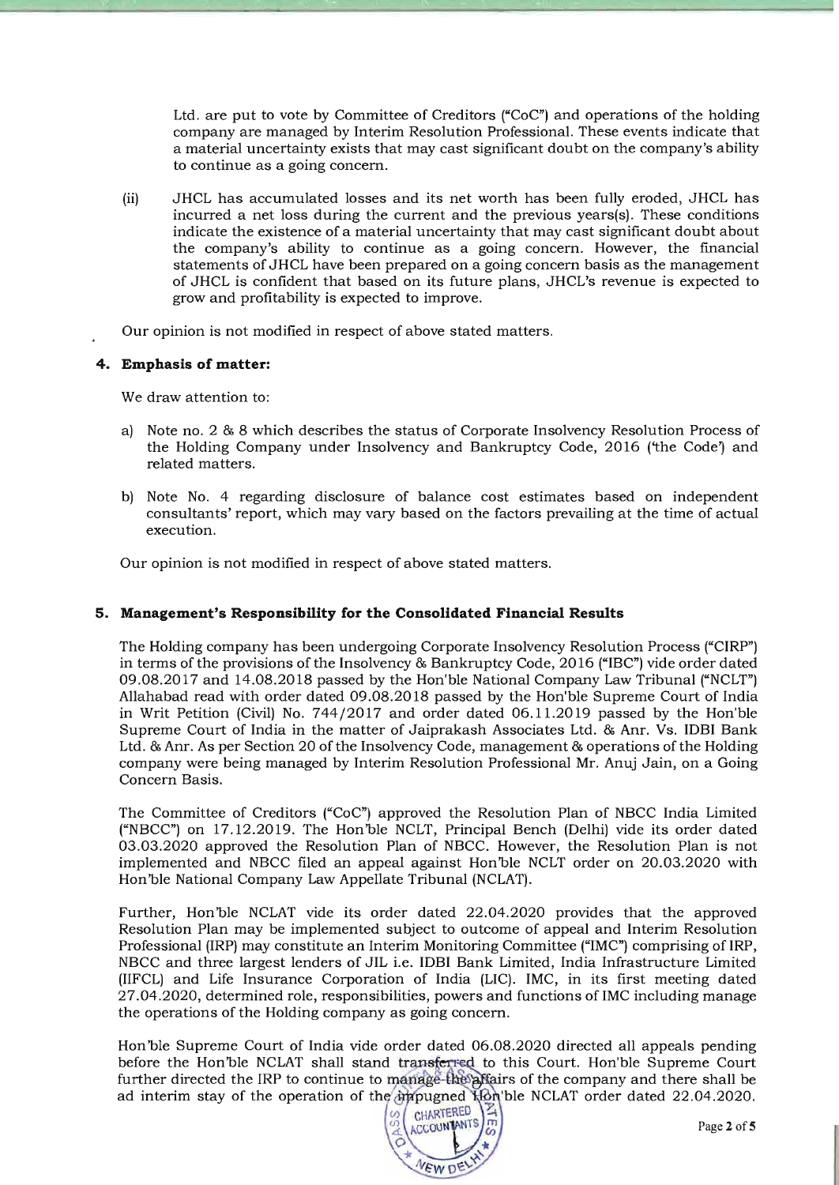Ltd. are put to vote by Committee of Creditors ("CoC") and operations of the holding company are managed by Interim Resolution Professional. These events indicate that a material uncertainty exists that may cast significant doubt on the company's ability to continue as a going concern.

(ii) JHCL has accumulated losses and its net worth has been fully eroded, JHCL has incurred a net loss during the current and the previous years(s). These conditions indicate the existence of a material uncertainty that may cast significant doubt about the company's ability to continue as a going concern. However, the financial statements of JHCL have been prepared on a going concern basis as the management of JHCL is confident that based on its future plans, JHCL's revenue is expected to grow and profitability is expected to improve.

Our opinion is not modified in respect of above stated matters.

### 4. Emphasis of matter:

We draw attention to:

a) Note no. 2 & 8 which describes the status of Corporate Insolvency Resolution Process of the Holding Company under Insolvency and Bankruptcy Code, 2016 ('the Code') and related matters.

b) Note No. 4 regarding disclosure of balance cost estimates based on independent consultants' report, which may vary based on the factors prevailing at the time of actual execution.

Our opinion is not modified in respect of above stated matters.

### 5. Management's Responsibility for the Consolidated Financial Results

The Holding company has been undergoing Corporate Insolvency Resolution Process ("CIRP") in terms of the provisions of the Insolvency & Bankruptcy Code, 2016 ("IBC") vide order dated 09.08.2017 and 14.08.2018 passed by the Hon'ble National Company Law Tribunal ("NCLT") Allahabad read with order dated 09.08.2018 passed by the Hon'ble Supreme Court of India in Writ Petition (Civil) No. 744/2017 and order dated 06.11.2019 passed by the Hon'ble Supreme Court of India in the matter of Jaiprakash Associates Ltd. & Anr. Vs. IDBI Bank Ltd. & Anr. As per Section 20 of the Insolvency Code, management & operations of the Holding company were being managed by Interim Resolution Professional Mr. Anuj Jain, on a Going Concern Basis.

The Committee of Creditors ("CoC") approved the Resolution Plan of NBCC India Limited ("NBCC") on 17.12.2019. The Hon'ble NCLT, Principal Bench (Delhi) vide its order dated 03.03.2020 approved the Resolution Plan of NBCC. However, the Resolution Plan is not implemented and NBCC filed an appeal against Hon'ble NCLT order on 20.03.2020 with Hon'ble National Company Law Appellate Tribunal (NCLAT).

Further, Hon'ble NCLAT vide its order dated 22.04.2020 provides that the approved Resolution Plan may be implemented subject to outcome of appeal and Interim Resolution Professional (IRP) may constitute an Interim Monitoring Committee ("IMC") comprising of IRP, NBCC and three largest lenders of JIL i.e. IDBI Bank Limited, India Infrastructure Limited (IIFCL) and Life Insurance Corporation of India (LIC). IMC, in its first meeting dated 27.04.2020, determined role, responsibilities, powers and functions of IMC including manage the operations of the Holding company as going concern.

Hon'ble Supreme Court of India vide order dated 06.08.2020 directed all appeals pending before the Hon'ble NCLAT shall stand transferred to this Court. Hon'ble Supreme Court further directed the IRP to continue to manage the affairs of the company and there shall be ad interim stay of the operation of the impugned Hon'ble NCLAT order dated 22.04.2020.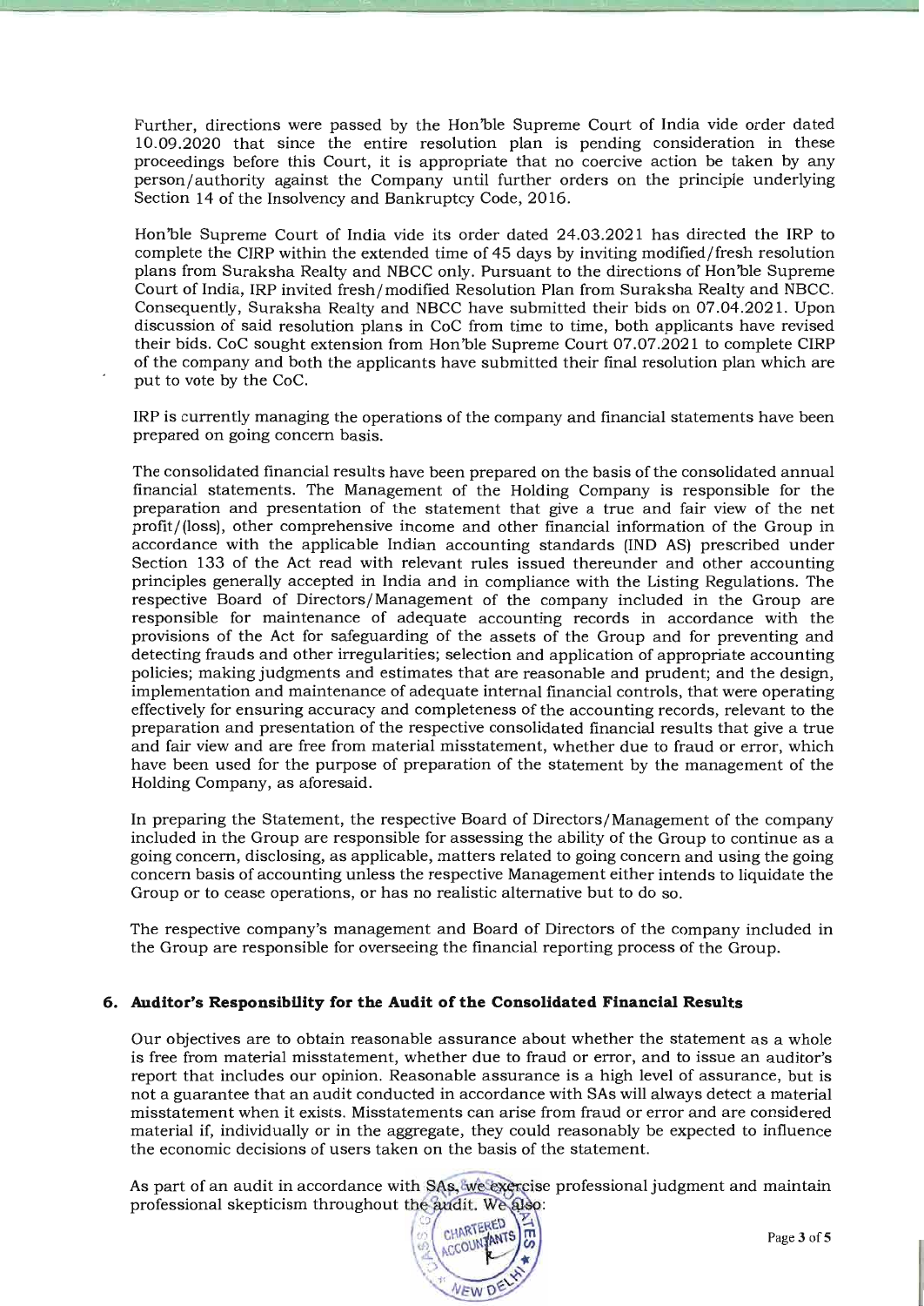Further, directions were passed by the Hon'ble Supreme Court of India vide order dated 10.09.2020 that since the entire resolution plan is pending consideration in these proceedings before this Court, it is appropriate that no coercive action be taken by any person/authority against the Company until further orders on the principle underlying Section 14 of the Insolvency and Bankruptcy Code, 2016.

Hon'ble Supreme Court of India vide its order dated 24.03.2021 has directed the IRP to complete the CIRP within the extended time of 45 days by inviting modified/fresh resolution plans from Suraksha Realty and NBCC only. Pursuant to the directions of Hon'ble Supreme Court of India, IRP invited fresh/modified Resolution Plan from Suraksha Realty and NBCC. Consequently, Suraksha Realty and NBCC have submitted their bids on 07.04.2021. Upon discussion of said resolution plans in CoC from time to time, both applicants have revised their bids. CoC sought extension from Hon'ble Supreme Court 07.07.2021 to complete CIRP of the company and both the applicants have submitted their final resolution plan which are put to vote by the CoC.

IRP is currently managing the operations of the company and financial statements have been prepared on going concern basis.

The consolidated financial results have been prepared on the basis of the consolidated annual financial statements. The Management of the Holding Company is responsible for the preparation and presentation of the statement that give a true and fair view of the net profit/(loss), other comprehensive income and other financial information of the Group in accordance with the applicable Indian accounting standards (IND AS) prescribed under Section 133 of the Act read with relevant rules issued thereunder and other accounting principles generally accepted in India and in compliance with the Listing Regulations. The respective Board of Directors/Management of the company included in the Group are responsible for maintenance of adequate accounting records in accordance with the provisions of the Act for safeguarding of the assets of the Group and for preventing and detecting frauds and other irregularities; selection and application of appropriate accounting policies; making judgments and estimates that are reasonable and prudent; and the design, implementation and maintenance of adequate internal financial controls, that were operating effectively for ensuring accuracy and completeness of the accounting records, relevant to the preparation and presentation of the respective consolidated financial results that give a true and fair view and are free from material misstatement, whether due to fraud or error, which have been used for the purpose of preparation of the statement by the management of the Holding Company, as aforesaid.

In preparing the Statement, the respective Board of Directors/Management of the company included in the Group are responsible for assessing the ability of the Group to continue as a going concern, disclosing, as applicable, matters related to going concern and using the going concern basis of accounting unless the respective Management either intends to liquidate the Group or to cease operations, or has no realistic alternative but to do so.

The respective company's management and Board of Directors of the company included in the Group are responsible for overseeing the financial reporting process of the Group.

## 6. Auditor's Responsibility for the Audit of the Consolidated Financial Results

Our objectives are to obtain reasonable assurance about whether the statement as a whole is free from material misstatement, whether due to fraud or error, and to issue an auditor's report that includes our opinion. Reasonable assurance is a high level of assurance, but is not a guarantee that an audit conducted in accordance with SAs will always detect a material misstatement when it exists. Misstatements can arise from fraud or error and are considered material if, individually or in the aggregate, they could reasonably be expected to influence the economic decisions of users taken on the basis of the statement.

As part of an audit in accordance with SAs, we exercise professional judgment and maintain professional skepticism throughout the audit. We also: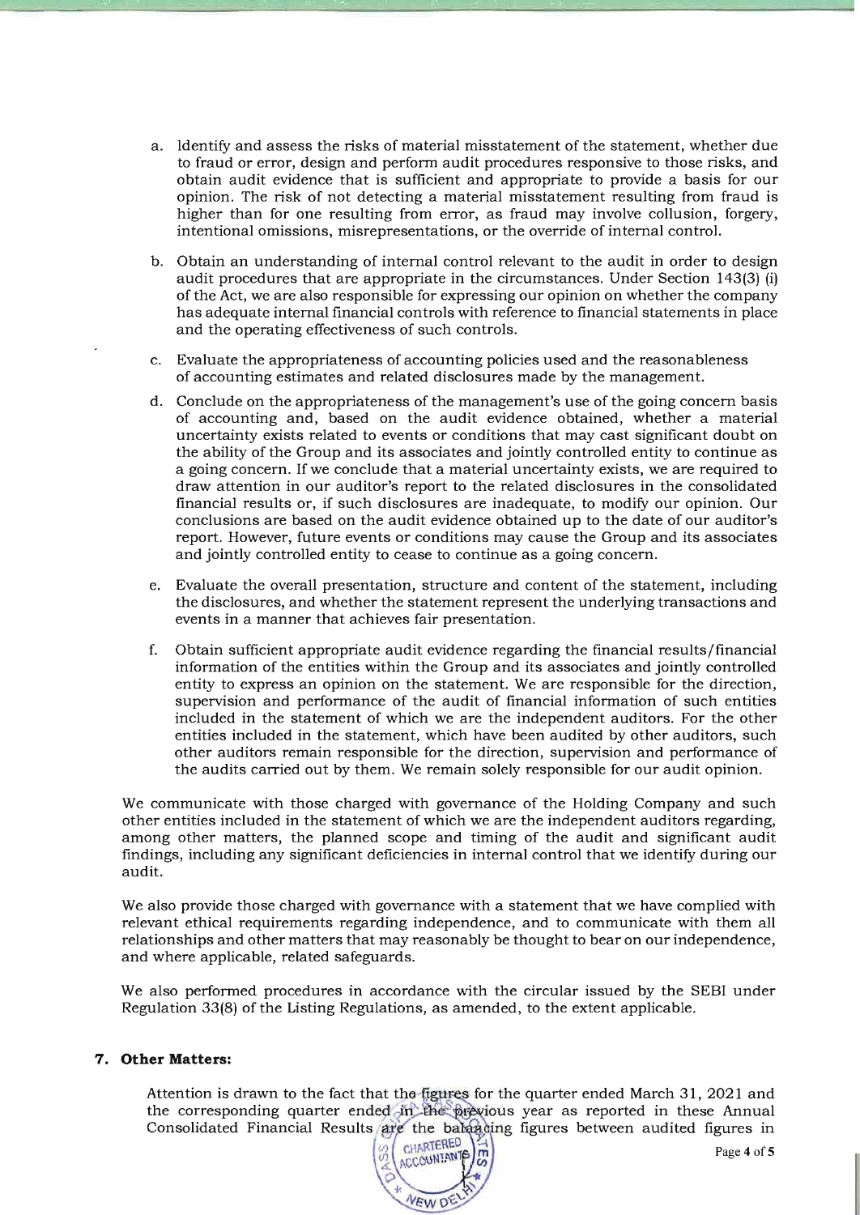a. Identify and assess the risks of material misstatement of the statement, whether due to fraud or error, design and perform audit procedures responsive to those risks, and obtain audit evidence that is sufficient and appropriate to provide a basis for our opinion. The risk of not detecting a material misstatement resulting from fraud is higher than for one resulting from error, as fraud may involve collusion, forgery, intentional omissions, misrepresentations, or the override of internal control.

b. Obtain an understanding of internal control relevant to the audit in order to design audit procedures that are appropriate in the circumstances. Under Section 143(3) (i) of the Act, we are also responsible for expressing our opinion on whether the company has adequate internal financial controls with reference to financial statements in place and the operating effectiveness of such controls.

c. Evaluate the appropriateness of accounting policies used and the reasonableness of accounting estimates and related disclosures made by the management.

d. Conclude on the appropriateness of the management's use of the going concern basis of accounting and, based on the audit evidence obtained, whether a material uncertainty exists related to events or conditions that may cast significant doubt on the ability of the Group and its associates and jointly controlled entity to continue as a going concern. If we conclude that a material uncertainty exists, we are required to draw attention in our auditor's report to the related disclosures in the consolidated financial results or, if such disclosures are inadequate, to modify our opinion. Our conclusions are based on the audit evidence obtained up to the date of our auditor's report. However, future events or conditions may cause the Group and its associates and jointly controlled entity to cease to continue as a going concern.

e. Evaluate the overall presentation, structure and content of the statement, including the disclosures, and whether the statement represent the underlying transactions and events in a manner that achieves fair presentation.

f. Obtain sufficient appropriate audit evidence regarding the financial results/financial information of the entities within the Group and its associates and jointly controlled entity to express an opinion on the statement. We are responsible for the direction, supervision and performance of the audit of financial information of such entities included in the statement of which we are the independent auditors. For the other entities included in the statement, which have been audited by other auditors, such other auditors remain responsible for the direction, supervision and performance of the audits carried out by them. We remain solely responsible for our audit opinion.

We communicate with those charged with governance of the Holding Company and such other entities included in the statement of which we are the independent auditors regarding, among other matters, the planned scope and timing of the audit and significant audit findings, including any significant deficiencies in internal control that we identify during our audit.

We also provide those charged with governance with a statement that we have complied with relevant ethical requirements regarding independence, and to communicate with them all relationships and other matters that may reasonably be thought to bear on our independence, and where applicable, related safeguards.

We also performed procedures in accordance with the circular issued by the SEBI under Regulation 33(8) of the Listing Regulations, as amended, to the extent applicable.

**7. Other Matters:**

Attention is drawn to the fact that the figures for the quarter ended March 31, 2021 and the corresponding quarter ended in the previous year as reported in these Annual Consolidated Financial Results are the balancing figures between audited figures in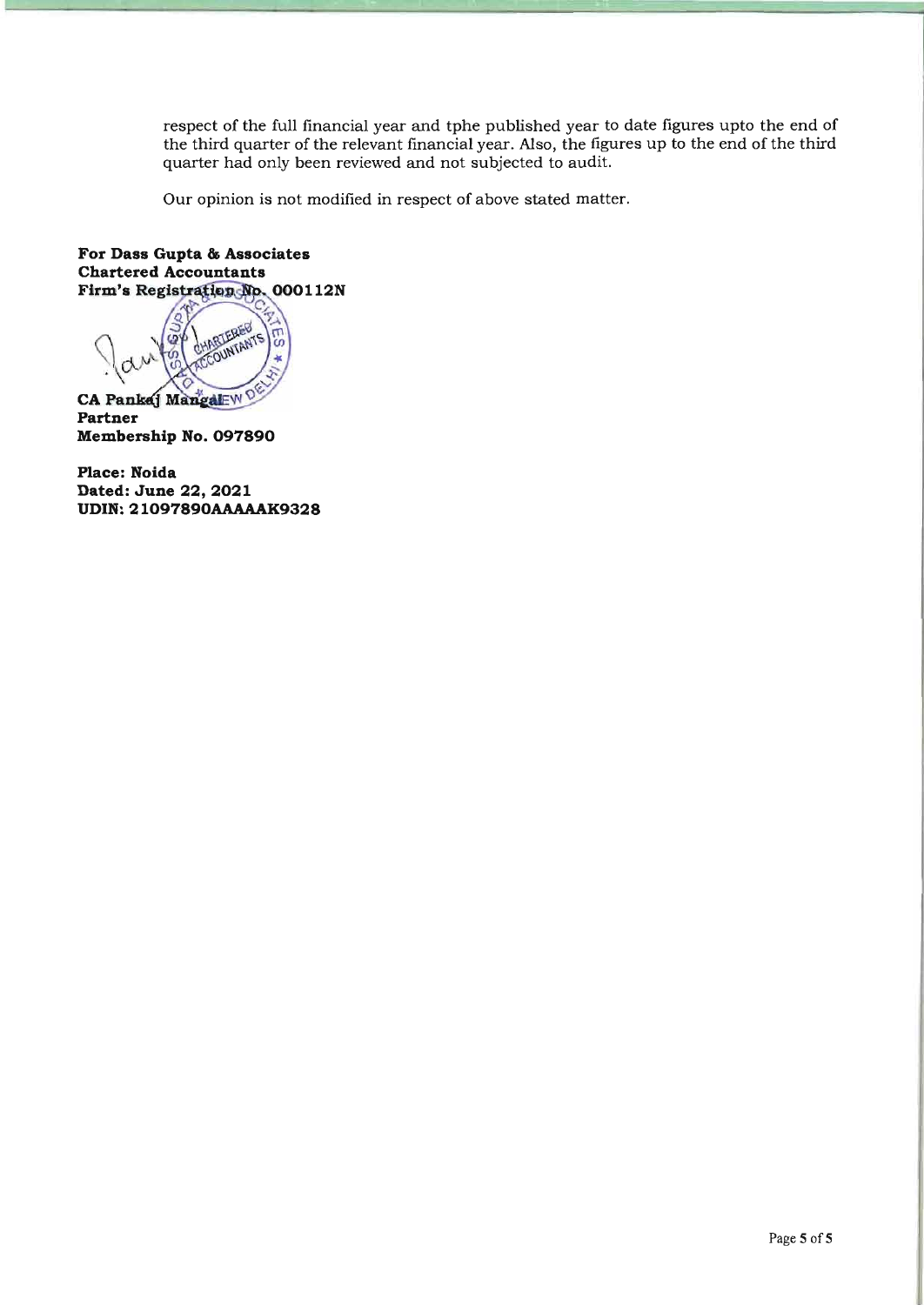respect of the full financial year and tphe published year to date figures upto the end of the third quarter of the relevant financial year. Also, the figures up to the end of the third quarter had only been reviewed and not subjected to audit.

Our opinion is not modified in respect of above stated matter.

**For Dass Gupta & Associates**
**Chartered Accountants**
**Firm's Registration No. 000112N**

**CA Pankaj Mangal**
**Partner**
**Membership No. 097890**

**Place: Noida**
**Dated: June 22, 2021**
**UDIN: 21097890AAAAAK9328**